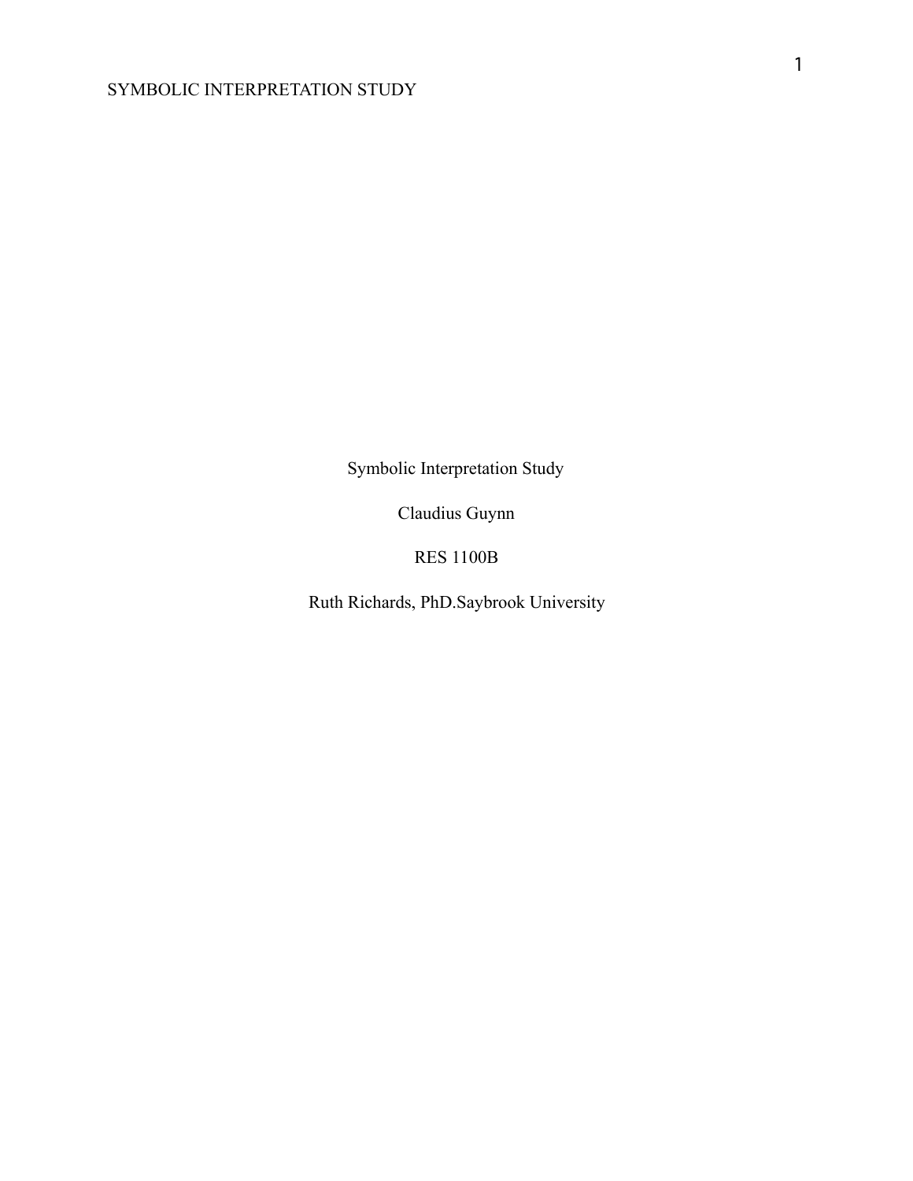Symbolic Interpretation Study

Claudius Guynn

RES 1100B

Ruth Richards, PhD.Saybrook University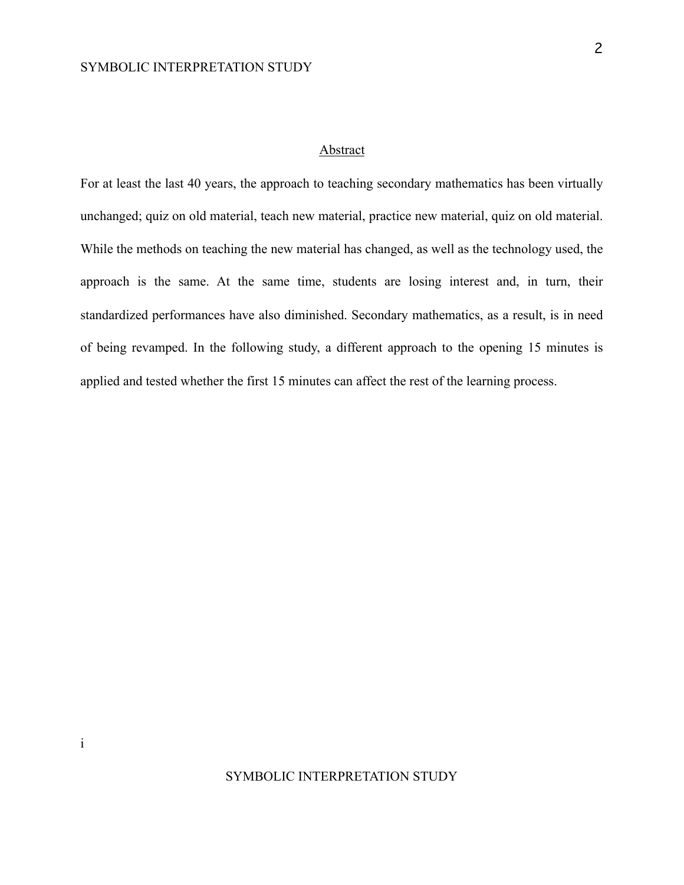## Abstract

For at least the last 40 years, the approach to teaching secondary mathematics has been virtually unchanged; quiz on old material, teach new material, practice new material, quiz on old material. While the methods on teaching the new material has changed, as well as the technology used, the approach is the same. At the same time, students are losing interest and, in turn, their standardized performances have also diminished. Secondary mathematics, as a result, is in need of being revamped. In the following study, a different approach to the opening 15 minutes is applied and tested whether the first 15 minutes can affect the rest of the learning process.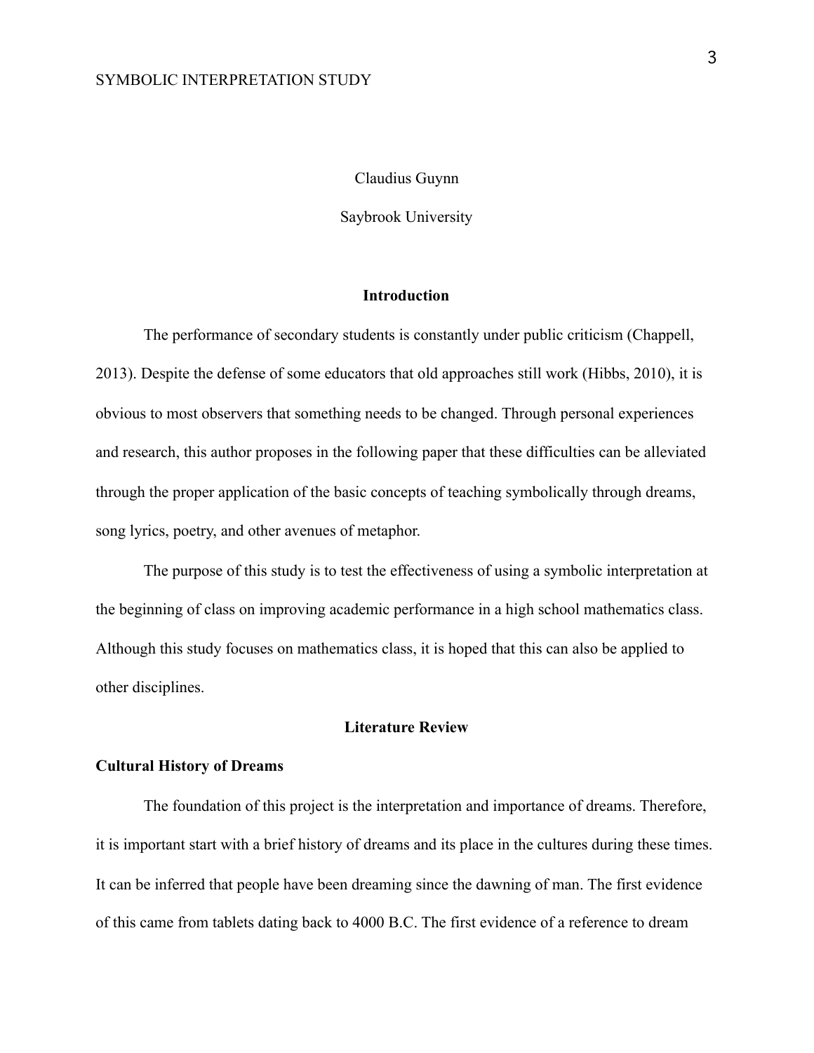Claudius Guynn

Saybrook University

## Introduction

The performance of secondary students is constantly under public criticism (Chappell, 2013). Despite the defense of some educators that old approaches still work (Hibbs, 2010), it is obvious to most observers that something needs to be changed. Through personal experiences and research, this author proposes in the following paper that these difficulties can be alleviated through the proper application of the basic concepts of teaching symbolically through dreams, song lyrics, poetry, and other avenues of metaphor.

The purpose of this study is to test the effectiveness of using a symbolic interpretation at the beginning of class on improving academic performance in a high school mathematics class. Although this study focuses on mathematics class, it is hoped that this can also be applied to other disciplines.

## Literature Review

### Cultural History of Dreams

The foundation of this project is the interpretation and importance of dreams. Therefore, it is important start with a brief history of dreams and its place in the cultures during these times. It can be inferred that people have been dreaming since the dawning of man. The first evidence of this came from tablets dating back to 4000 B.C. The first evidence of a reference to dream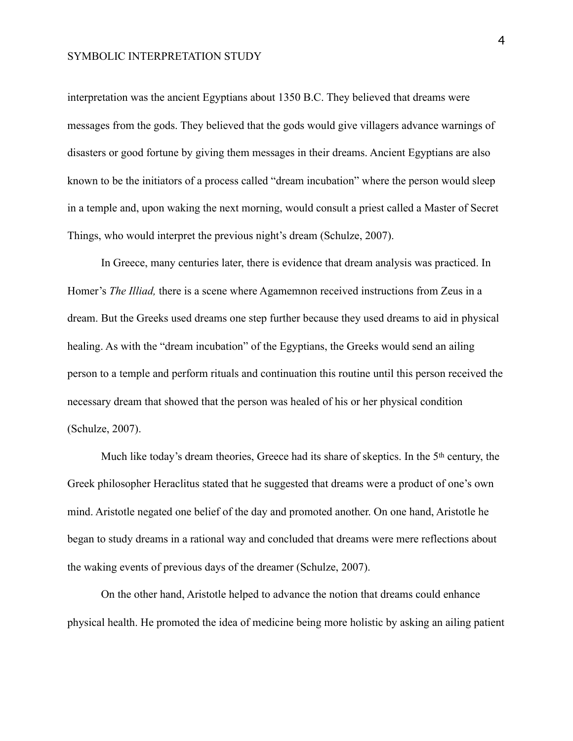interpretation was the ancient Egyptians about 1350 B.C. They believed that dreams were messages from the gods. They believed that the gods would give villagers advance warnings of disasters or good fortune by giving them messages in their dreams. Ancient Egyptians are also known to be the initiators of a process called "dream incubation" where the person would sleep in a temple and, upon waking the next morning, would consult a priest called a Master of Secret Things, who would interpret the previous night's dream (Schulze, 2007).

In Greece, many centuries later, there is evidence that dream analysis was practiced. In Homer's *The Illiad,* there is a scene where Agamemnon received instructions from Zeus in a dream. But the Greeks used dreams one step further because they used dreams to aid in physical healing. As with the "dream incubation" of the Egyptians, the Greeks would send an ailing person to a temple and perform rituals and continuation this routine until this person received the necessary dream that showed that the person was healed of his or her physical condition (Schulze, 2007).

Much like today's dream theories, Greece had its share of skeptics. In the 5th century, the Greek philosopher Heraclitus stated that he suggested that dreams were a product of one's own mind. Aristotle negated one belief of the day and promoted another. On one hand, Aristotle he began to study dreams in a rational way and concluded that dreams were mere reflections about the waking events of previous days of the dreamer (Schulze, 2007).

On the other hand, Aristotle helped to advance the notion that dreams could enhance physical health. He promoted the idea of medicine being more holistic by asking an ailing patient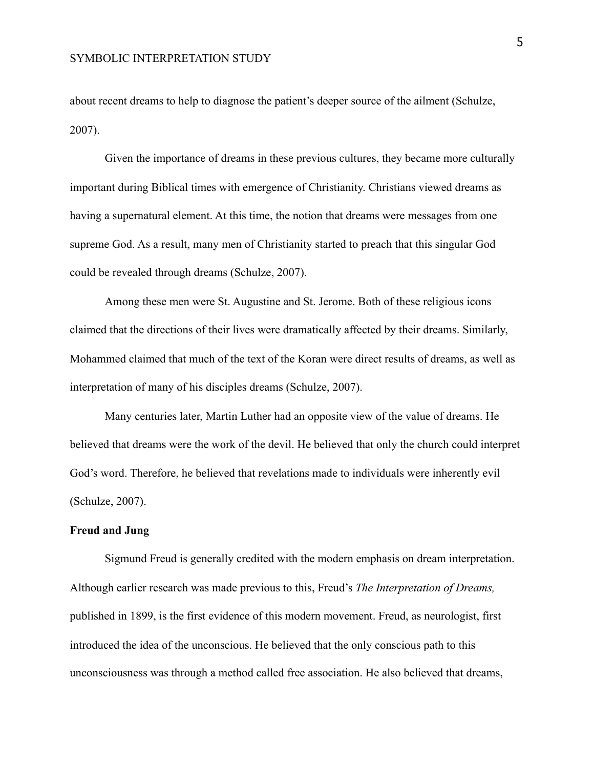about recent dreams to help to diagnose the patient's deeper source of the ailment (Schulze, 2007).

Given the importance of dreams in these previous cultures, they became more culturally important during Biblical times with emergence of Christianity. Christians viewed dreams as having a supernatural element. At this time, the notion that dreams were messages from one supreme God. As a result, many men of Christianity started to preach that this singular God could be revealed through dreams (Schulze, 2007).

Among these men were St. Augustine and St. Jerome. Both of these religious icons claimed that the directions of their lives were dramatically affected by their dreams. Similarly, Mohammed claimed that much of the text of the Koran were direct results of dreams, as well as interpretation of many of his disciples dreams (Schulze, 2007).

Many centuries later, Martin Luther had an opposite view of the value of dreams. He believed that dreams were the work of the devil. He believed that only the church could interpret God's word. Therefore, he believed that revelations made to individuals were inherently evil (Schulze, 2007).

**Freud and Jung**

Sigmund Freud is generally credited with the modern emphasis on dream interpretation. Although earlier research was made previous to this, Freud's *The Interpretation of Dreams,* published in 1899, is the first evidence of this modern movement. Freud, as neurologist, first introduced the idea of the unconscious. He believed that the only conscious path to this unconsciousness was through a method called free association. He also believed that dreams,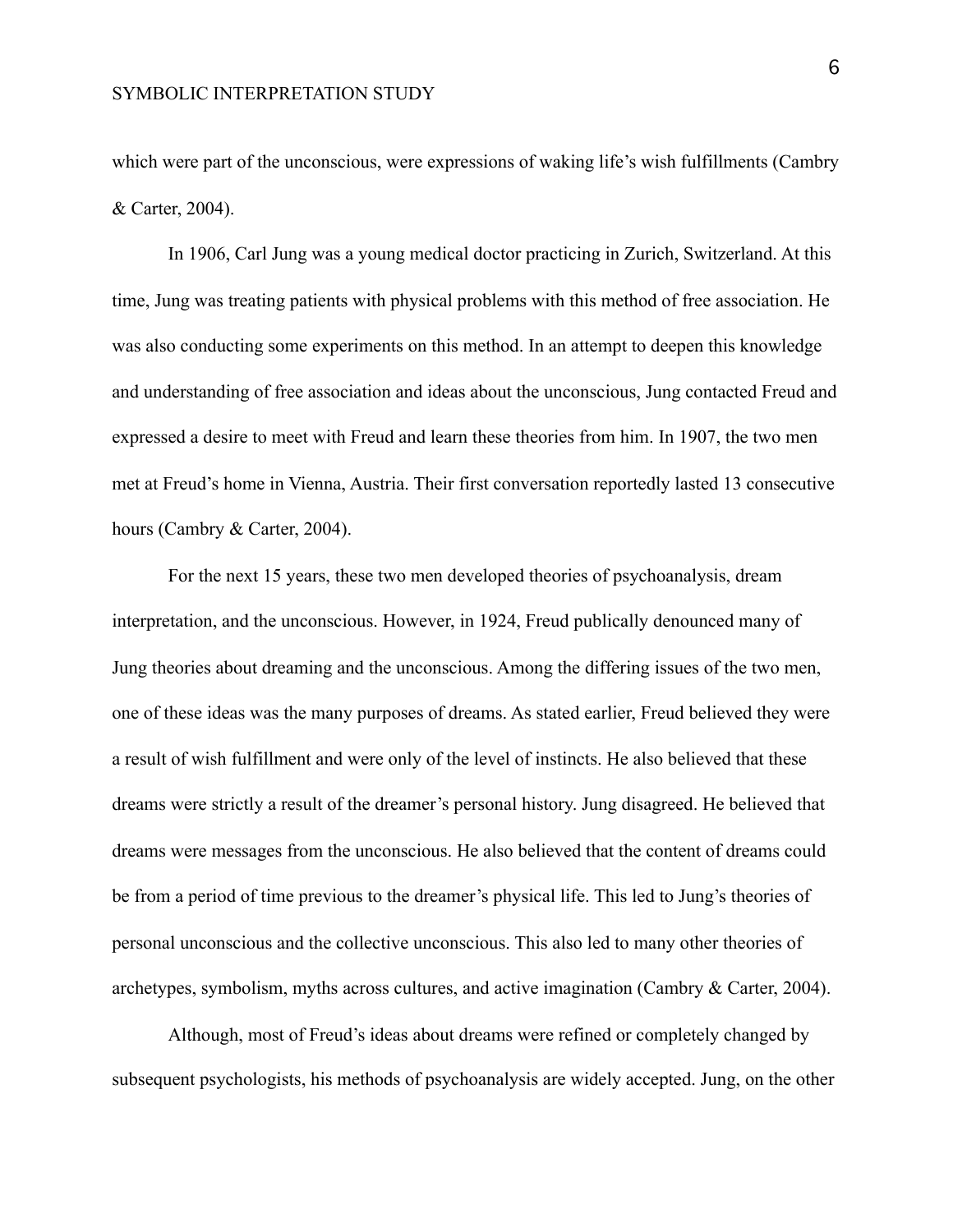which were part of the unconscious, were expressions of waking life's wish fulfillments (Cambry & Carter, 2004).

In 1906, Carl Jung was a young medical doctor practicing in Zurich, Switzerland. At this time, Jung was treating patients with physical problems with this method of free association. He was also conducting some experiments on this method. In an attempt to deepen this knowledge and understanding of free association and ideas about the unconscious, Jung contacted Freud and expressed a desire to meet with Freud and learn these theories from him. In 1907, the two men met at Freud's home in Vienna, Austria. Their first conversation reportedly lasted 13 consecutive hours (Cambry & Carter, 2004).

For the next 15 years, these two men developed theories of psychoanalysis, dream interpretation, and the unconscious. However, in 1924, Freud publically denounced many of Jung theories about dreaming and the unconscious. Among the differing issues of the two men, one of these ideas was the many purposes of dreams. As stated earlier, Freud believed they were a result of wish fulfillment and were only of the level of instincts. He also believed that these dreams were strictly a result of the dreamer's personal history. Jung disagreed. He believed that dreams were messages from the unconscious. He also believed that the content of dreams could be from a period of time previous to the dreamer's physical life. This led to Jung's theories of personal unconscious and the collective unconscious. This also led to many other theories of archetypes, symbolism, myths across cultures, and active imagination (Cambry & Carter, 2004).

Although, most of Freud's ideas about dreams were refined or completely changed by subsequent psychologists, his methods of psychoanalysis are widely accepted. Jung, on the other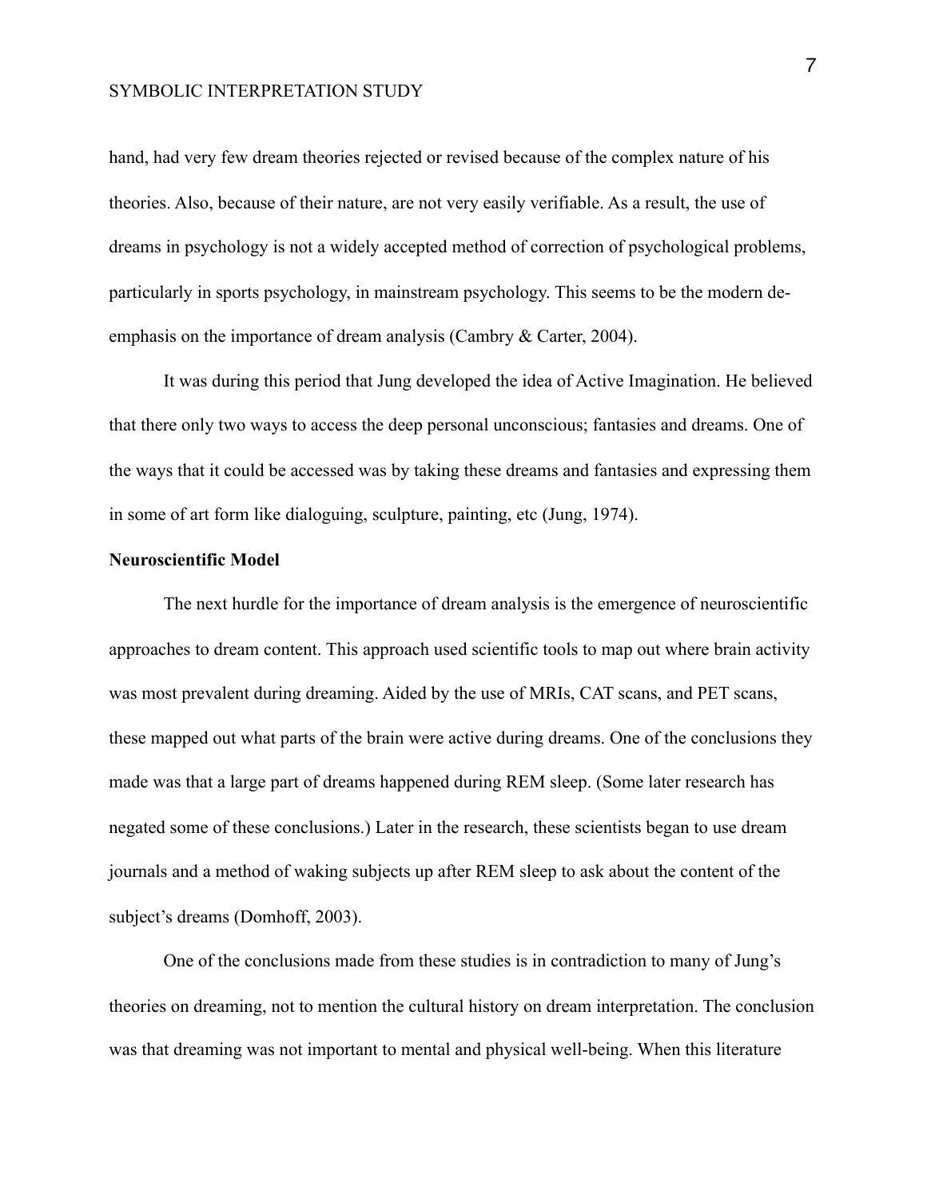hand, had very few dream theories rejected or revised because of the complex nature of his theories. Also, because of their nature, are not very easily verifiable. As a result, the use of dreams in psychology is not a widely accepted method of correction of psychological problems, particularly in sports psychology, in mainstream psychology. This seems to be the modern de-emphasis on the importance of dream analysis (Cambry & Carter, 2004).

It was during this period that Jung developed the idea of Active Imagination. He believed that there only two ways to access the deep personal unconscious; fantasies and dreams. One of the ways that it could be accessed was by taking these dreams and fantasies and expressing them in some of art form like dialoguing, sculpture, painting, etc (Jung, 1974).

**Neuroscientific Model**

The next hurdle for the importance of dream analysis is the emergence of neuroscientific approaches to dream content. This approach used scientific tools to map out where brain activity was most prevalent during dreaming. Aided by the use of MRIs, CAT scans, and PET scans, these mapped out what parts of the brain were active during dreams. One of the conclusions they made was that a large part of dreams happened during REM sleep. (Some later research has negated some of these conclusions.) Later in the research, these scientists began to use dream journals and a method of waking subjects up after REM sleep to ask about the content of the subject's dreams (Domhoff, 2003).

One of the conclusions made from these studies is in contradiction to many of Jung's theories on dreaming, not to mention the cultural history on dream interpretation. The conclusion was that dreaming was not important to mental and physical well-being. When this literature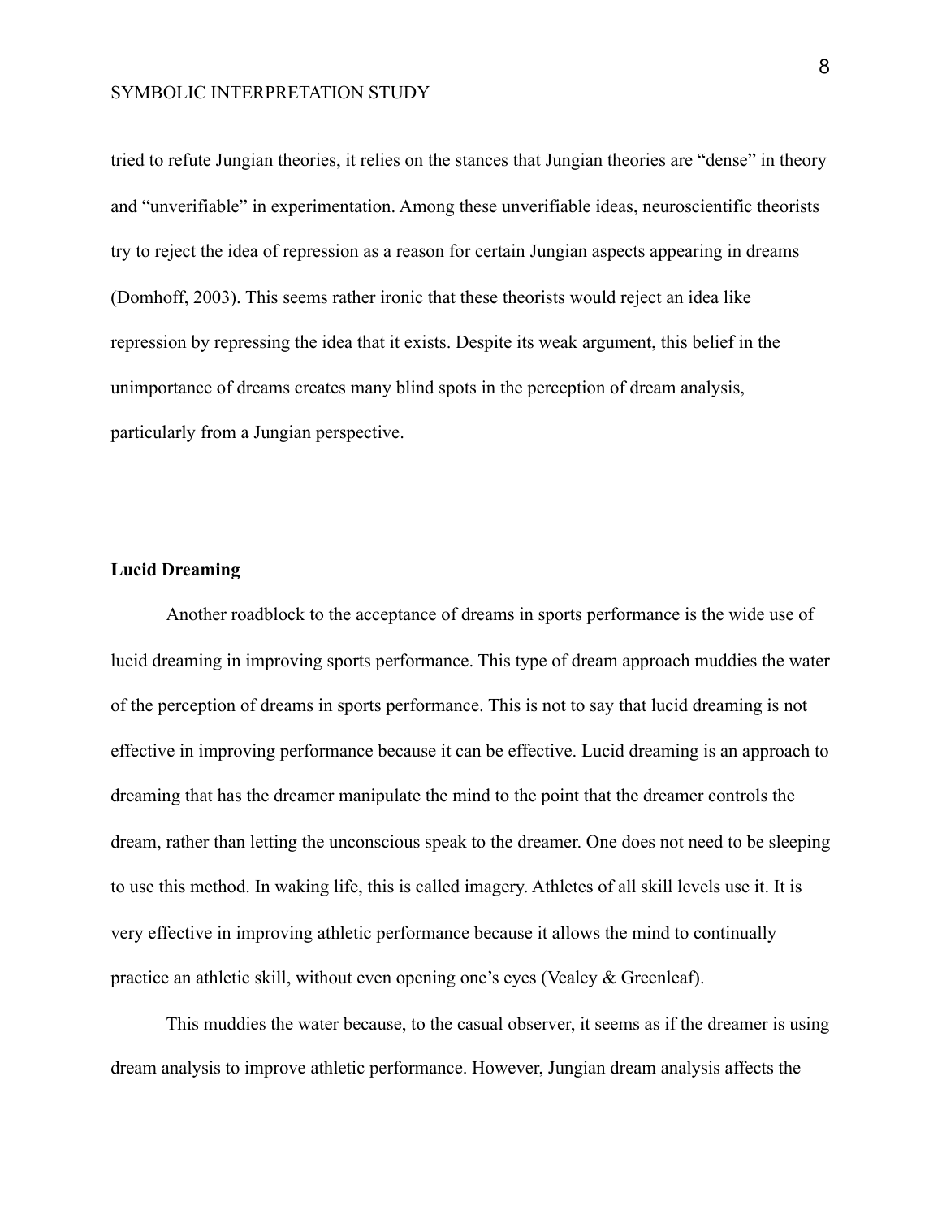tried to refute Jungian theories, it relies on the stances that Jungian theories are "dense" in theory and "unverifiable" in experimentation. Among these unverifiable ideas, neuroscientific theorists try to reject the idea of repression as a reason for certain Jungian aspects appearing in dreams (Domhoff, 2003). This seems rather ironic that these theorists would reject an idea like repression by repressing the idea that it exists. Despite its weak argument, this belief in the unimportance of dreams creates many blind spots in the perception of dream analysis, particularly from a Jungian perspective.

**Lucid Dreaming**

Another roadblock to the acceptance of dreams in sports performance is the wide use of lucid dreaming in improving sports performance. This type of dream approach muddies the water of the perception of dreams in sports performance. This is not to say that lucid dreaming is not effective in improving performance because it can be effective. Lucid dreaming is an approach to dreaming that has the dreamer manipulate the mind to the point that the dreamer controls the dream, rather than letting the unconscious speak to the dreamer. One does not need to be sleeping to use this method. In waking life, this is called imagery. Athletes of all skill levels use it. It is very effective in improving athletic performance because it allows the mind to continually practice an athletic skill, without even opening one's eyes (Vealey & Greenleaf).

This muddies the water because, to the casual observer, it seems as if the dreamer is using dream analysis to improve athletic performance. However, Jungian dream analysis affects the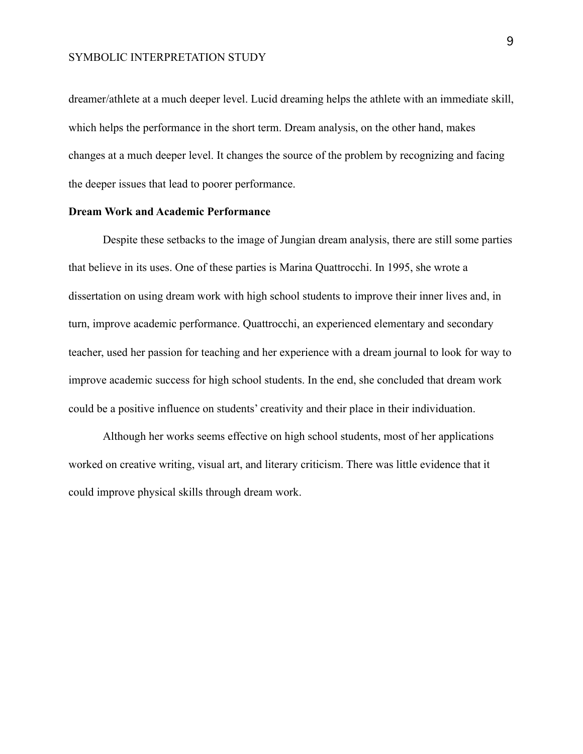dreamer/athlete at a much deeper level. Lucid dreaming helps the athlete with an immediate skill, which helps the performance in the short term. Dream analysis, on the other hand, makes changes at a much deeper level. It changes the source of the problem by recognizing and facing the deeper issues that lead to poorer performance.

**Dream Work and Academic Performance**

Despite these setbacks to the image of Jungian dream analysis, there are still some parties that believe in its uses. One of these parties is Marina Quattrocchi. In 1995, she wrote a dissertation on using dream work with high school students to improve their inner lives and, in turn, improve academic performance. Quattrocchi, an experienced elementary and secondary teacher, used her passion for teaching and her experience with a dream journal to look for way to improve academic success for high school students. In the end, she concluded that dream work could be a positive influence on students' creativity and their place in their individuation.

Although her works seems effective on high school students, most of her applications worked on creative writing, visual art, and literary criticism. There was little evidence that it could improve physical skills through dream work.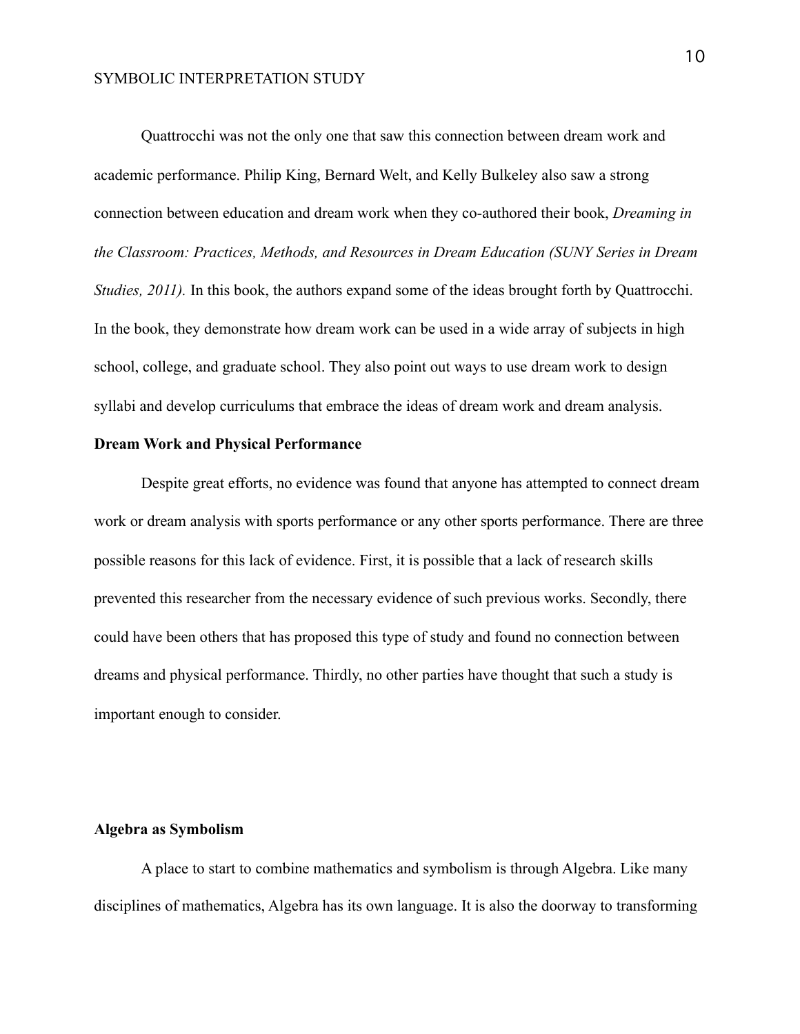Quattrocchi was not the only one that saw this connection between dream work and academic performance. Philip King, Bernard Welt, and Kelly Bulkeley also saw a strong connection between education and dream work when they co-authored their book, *Dreaming in the Classroom: Practices, Methods, and Resources in Dream Education (SUNY Series in Dream Studies, 2011).* In this book, the authors expand some of the ideas brought forth by Quattrocchi. In the book, they demonstrate how dream work can be used in a wide array of subjects in high school, college, and graduate school. They also point out ways to use dream work to design syllabi and develop curriculums that embrace the ideas of dream work and dream analysis.

**Dream Work and Physical Performance**

Despite great efforts, no evidence was found that anyone has attempted to connect dream work or dream analysis with sports performance or any other sports performance. There are three possible reasons for this lack of evidence. First, it is possible that a lack of research skills prevented this researcher from the necessary evidence of such previous works. Secondly, there could have been others that has proposed this type of study and found no connection between dreams and physical performance. Thirdly, no other parties have thought that such a study is important enough to consider.

**Algebra as Symbolism**

A place to start to combine mathematics and symbolism is through Algebra. Like many disciplines of mathematics, Algebra has its own language. It is also the doorway to transforming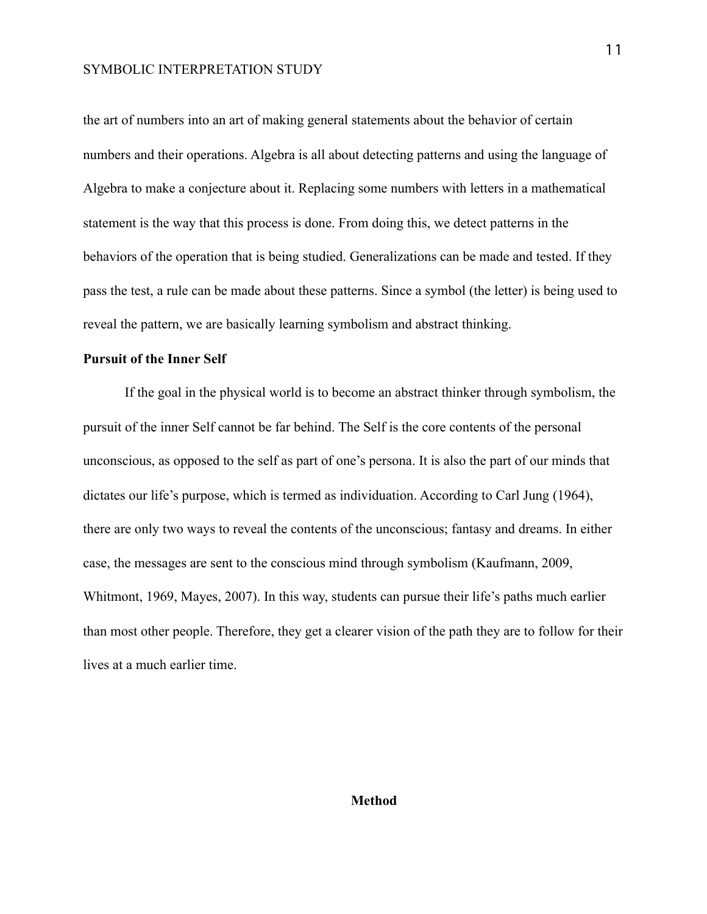the art of numbers into an art of making general statements about the behavior of certain numbers and their operations. Algebra is all about detecting patterns and using the language of Algebra to make a conjecture about it. Replacing some numbers with letters in a mathematical statement is the way that this process is done. From doing this, we detect patterns in the behaviors of the operation that is being studied. Generalizations can be made and tested. If they pass the test, a rule can be made about these patterns. Since a symbol (the letter) is being used to reveal the pattern, we are basically learning symbolism and abstract thinking.

### Pursuit of the Inner Self

If the goal in the physical world is to become an abstract thinker through symbolism, the pursuit of the inner Self cannot be far behind. The Self is the core contents of the personal unconscious, as opposed to the self as part of one's persona. It is also the part of our minds that dictates our life's purpose, which is termed as individuation. According to Carl Jung (1964), there are only two ways to reveal the contents of the unconscious; fantasy and dreams. In either case, the messages are sent to the conscious mind through symbolism (Kaufmann, 2009, Whitmont, 1969, Mayes, 2007). In this way, students can pursue their life's paths much earlier than most other people. Therefore, they get a clearer vision of the path they are to follow for their lives at a much earlier time.

## Method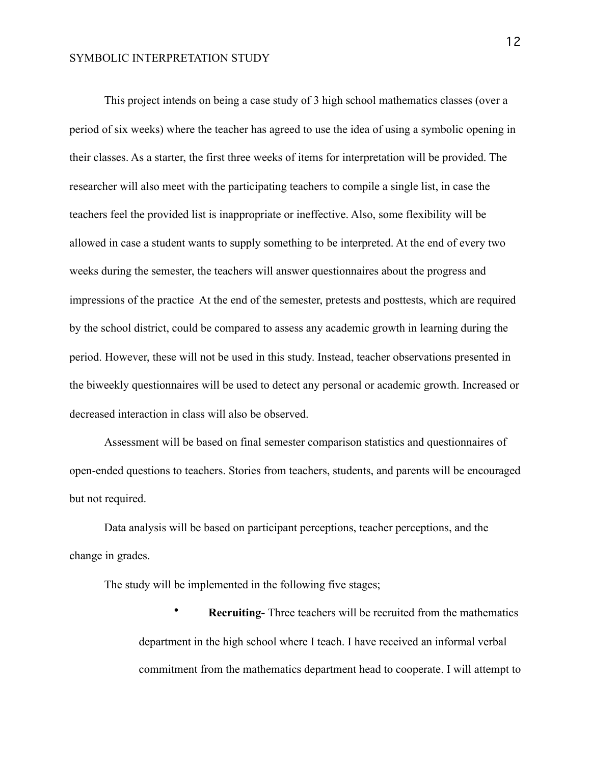This project intends on being a case study of 3 high school mathematics classes (over a period of six weeks) where the teacher has agreed to use the idea of using a symbolic opening in their classes. As a starter, the first three weeks of items for interpretation will be provided. The researcher will also meet with the participating teachers to compile a single list, in case the teachers feel the provided list is inappropriate or ineffective. Also, some flexibility will be allowed in case a student wants to supply something to be interpreted. At the end of every two weeks during the semester, the teachers will answer questionnaires about the progress and impressions of the practice  At the end of the semester, pretests and posttests, which are required by the school district, could be compared to assess any academic growth in learning during the period. However, these will not be used in this study. Instead, teacher observations presented in the biweekly questionnaires will be used to detect any personal or academic growth. Increased or decreased interaction in class will also be observed.

Assessment will be based on final semester comparison statistics and questionnaires of open-ended questions to teachers. Stories from teachers, students, and parents will be encouraged but not required.

Data analysis will be based on participant perceptions, teacher perceptions, and the change in grades.

The study will be implemented in the following five stages;

- **Recruiting-** Three teachers will be recruited from the mathematics department in the high school where I teach. I have received an informal verbal commitment from the mathematics department head to cooperate. I will attempt to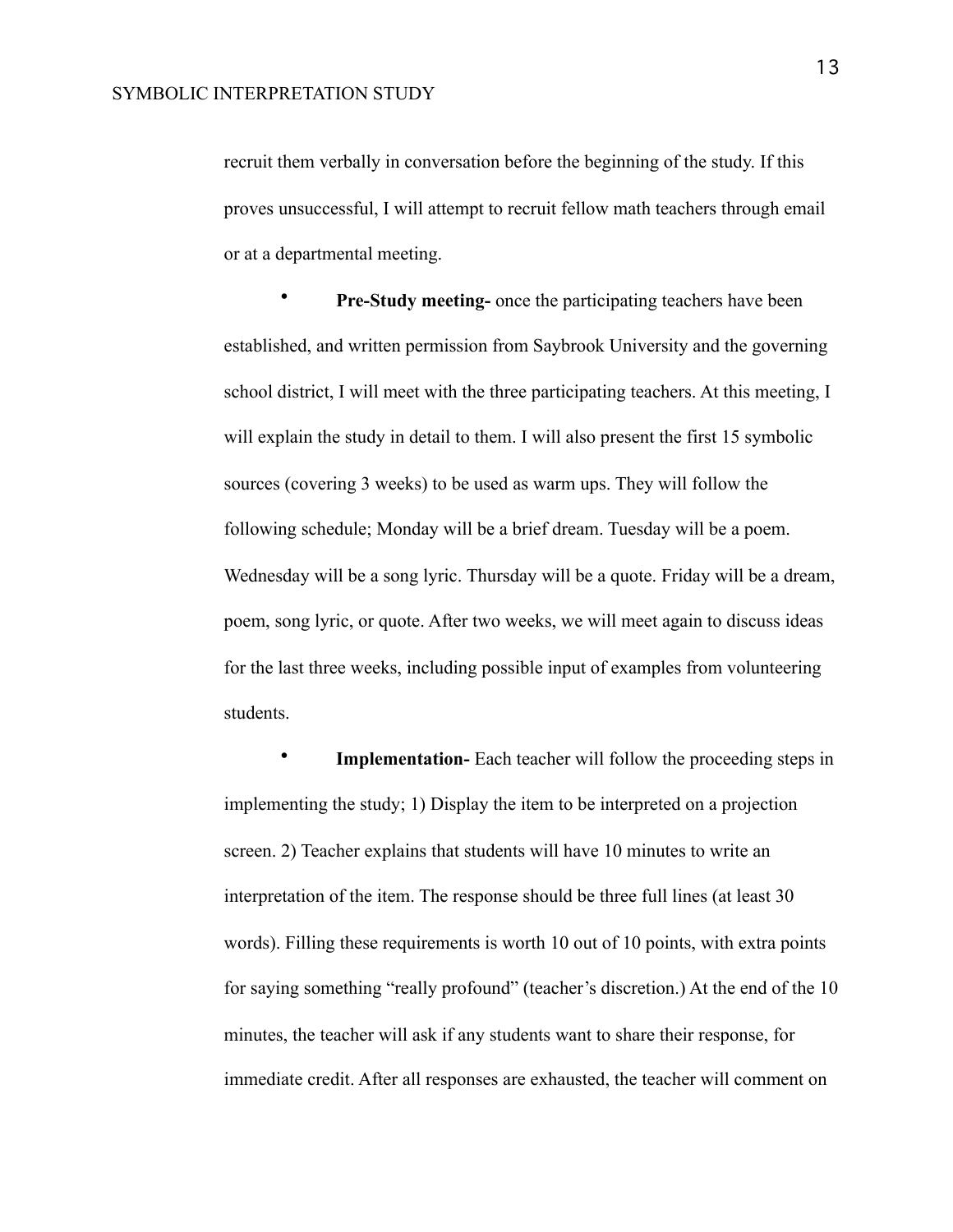recruit them verbally in conversation before the beginning of the study. If this proves unsuccessful, I will attempt to recruit fellow math teachers through email or at a departmental meeting.

- **Pre-Study meeting-** once the participating teachers have been established, and written permission from Saybrook University and the governing school district, I will meet with the three participating teachers. At this meeting, I will explain the study in detail to them. I will also present the first 15 symbolic sources (covering 3 weeks) to be used as warm ups. They will follow the following schedule; Monday will be a brief dream. Tuesday will be a poem. Wednesday will be a song lyric. Thursday will be a quote. Friday will be a dream, poem, song lyric, or quote. After two weeks, we will meet again to discuss ideas for the last three weeks, including possible input of examples from volunteering students.

- **Implementation-** Each teacher will follow the proceeding steps in implementing the study; 1) Display the item to be interpreted on a projection screen. 2) Teacher explains that students will have 10 minutes to write an interpretation of the item. The response should be three full lines (at least 30 words). Filling these requirements is worth 10 out of 10 points, with extra points for saying something "really profound" (teacher's discretion.) At the end of the 10 minutes, the teacher will ask if any students want to share their response, for immediate credit. After all responses are exhausted, the teacher will comment on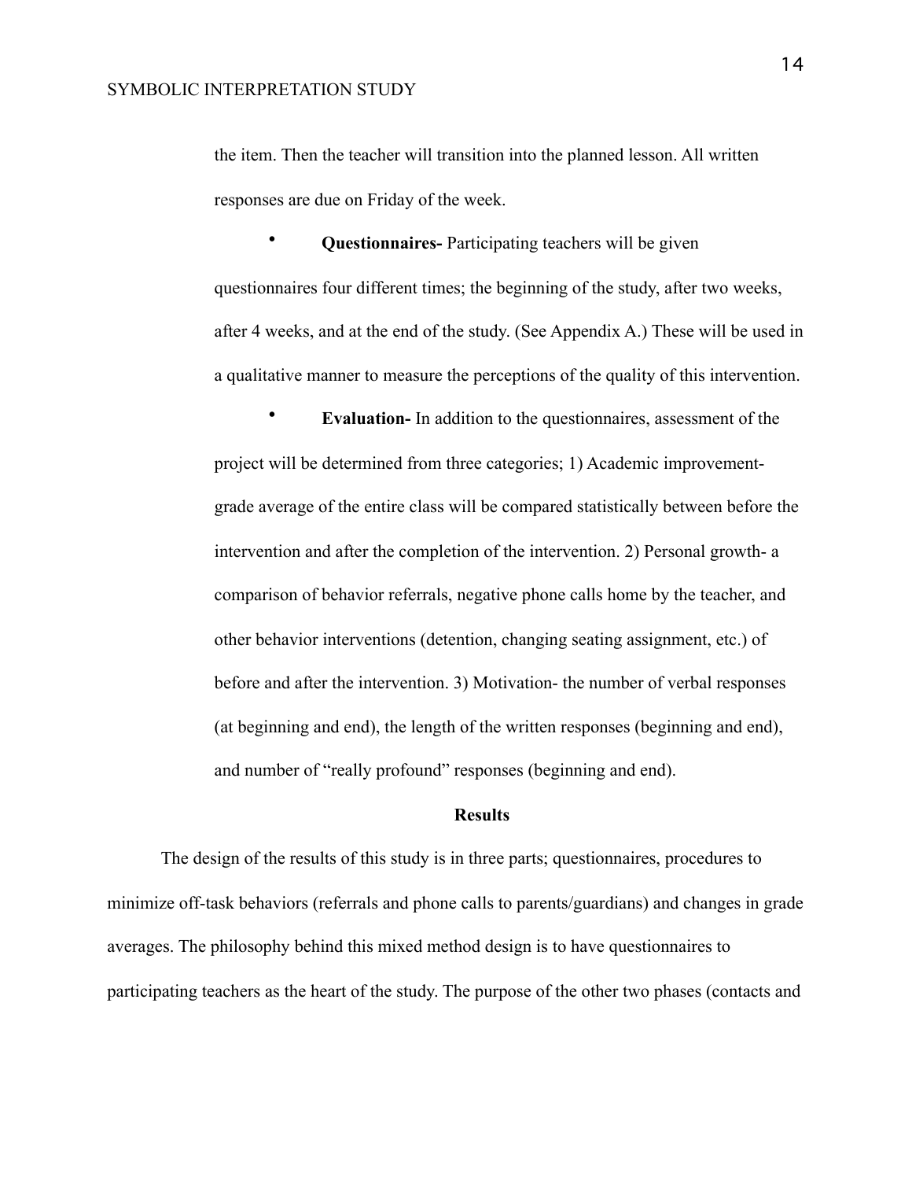the item. Then the teacher will transition into the planned lesson. All written responses are due on Friday of the week.

- **Questionnaires-** Participating teachers will be given questionnaires four different times; the beginning of the study, after two weeks, after 4 weeks, and at the end of the study. (See Appendix A.) These will be used in a qualitative manner to measure the perceptions of the quality of this intervention.

- **Evaluation-** In addition to the questionnaires, assessment of the project will be determined from three categories; 1) Academic improvement- grade average of the entire class will be compared statistically between before the intervention and after the completion of the intervention. 2) Personal growth- a comparison of behavior referrals, negative phone calls home by the teacher, and other behavior interventions (detention, changing seating assignment, etc.) of before and after the intervention. 3) Motivation- the number of verbal responses (at beginning and end), the length of the written responses (beginning and end), and number of "really profound" responses (beginning and end).

## Results

The design of the results of this study is in three parts; questionnaires, procedures to minimize off-task behaviors (referrals and phone calls to parents/guardians) and changes in grade averages. The philosophy behind this mixed method design is to have questionnaires to participating teachers as the heart of the study. The purpose of the other two phases (contacts and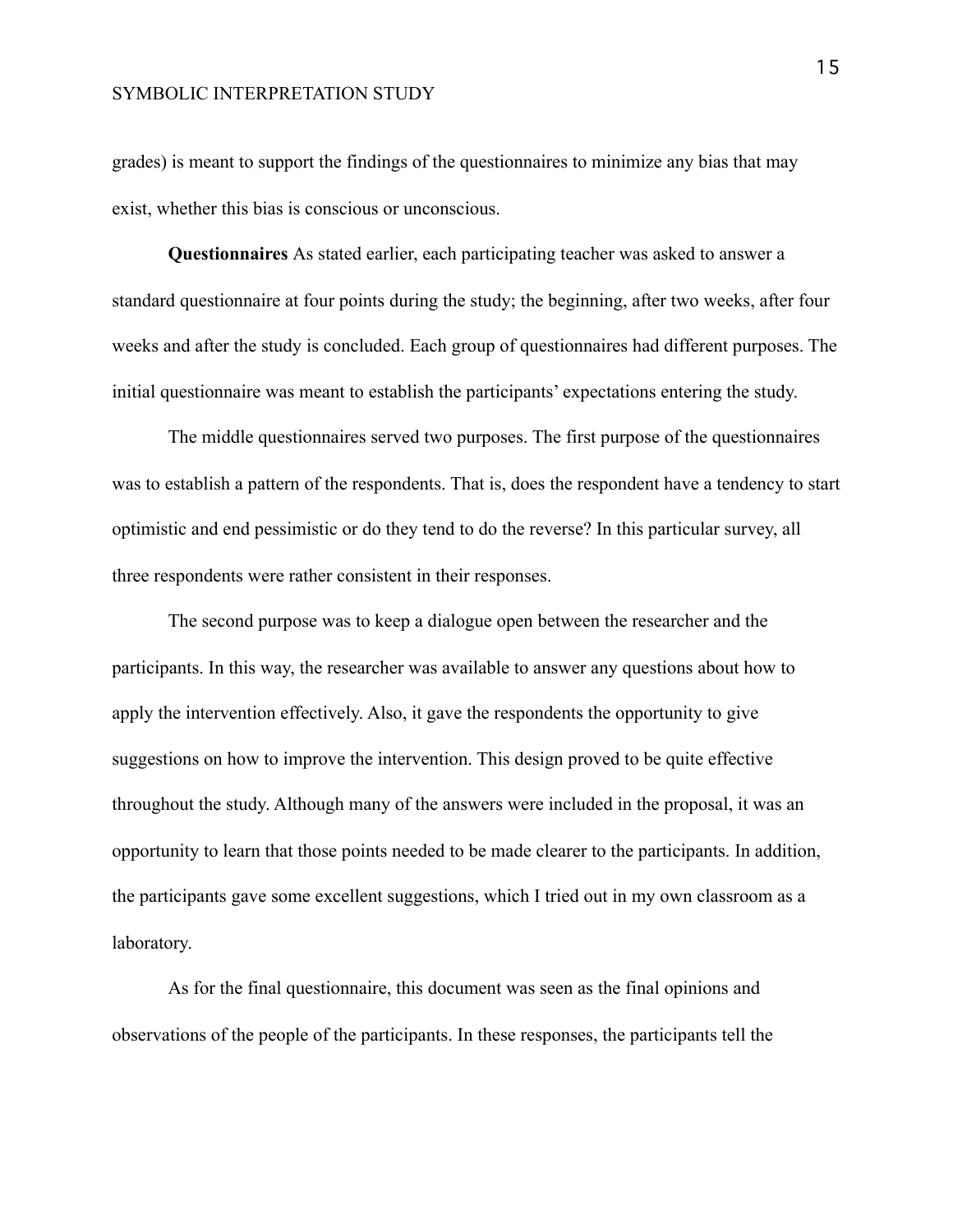grades) is meant to support the findings of the questionnaires to minimize any bias that may exist, whether this bias is conscious or unconscious.

**Questionnaires** As stated earlier, each participating teacher was asked to answer a standard questionnaire at four points during the study; the beginning, after two weeks, after four weeks and after the study is concluded. Each group of questionnaires had different purposes. The initial questionnaire was meant to establish the participants' expectations entering the study.

The middle questionnaires served two purposes. The first purpose of the questionnaires was to establish a pattern of the respondents. That is, does the respondent have a tendency to start optimistic and end pessimistic or do they tend to do the reverse? In this particular survey, all three respondents were rather consistent in their responses.

The second purpose was to keep a dialogue open between the researcher and the participants. In this way, the researcher was available to answer any questions about how to apply the intervention effectively. Also, it gave the respondents the opportunity to give suggestions on how to improve the intervention. This design proved to be quite effective throughout the study. Although many of the answers were included in the proposal, it was an opportunity to learn that those points needed to be made clearer to the participants. In addition, the participants gave some excellent suggestions, which I tried out in my own classroom as a laboratory.

As for the final questionnaire, this document was seen as the final opinions and observations of the people of the participants. In these responses, the participants tell the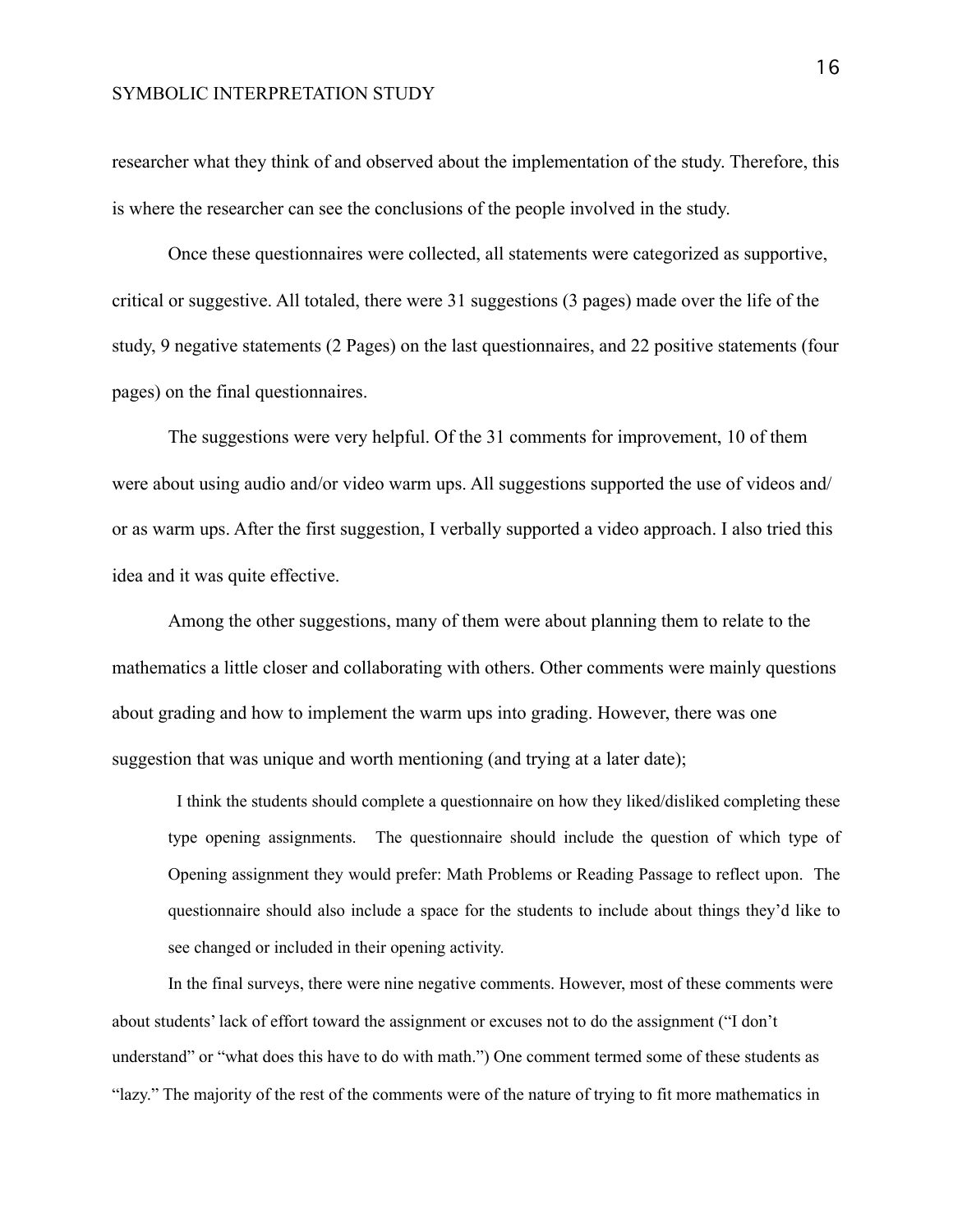researcher what they think of and observed about the implementation of the study. Therefore, this is where the researcher can see the conclusions of the people involved in the study.

Once these questionnaires were collected, all statements were categorized as supportive, critical or suggestive. All totaled, there were 31 suggestions (3 pages) made over the life of the study, 9 negative statements (2 Pages) on the last questionnaires, and 22 positive statements (four pages) on the final questionnaires.

The suggestions were very helpful. Of the 31 comments for improvement, 10 of them were about using audio and/or video warm ups. All suggestions supported the use of videos and/ or as warm ups. After the first suggestion, I verbally supported a video approach. I also tried this idea and it was quite effective.

Among the other suggestions, many of them were about planning them to relate to the mathematics a little closer and collaborating with others. Other comments were mainly questions about grading and how to implement the warm ups into grading. However, there was one suggestion that was unique and worth mentioning (and trying at a later date);

> I think the students should complete a questionnaire on how they liked/disliked completing these type opening assignments. The questionnaire should include the question of which type of Opening assignment they would prefer: Math Problems or Reading Passage to reflect upon. The questionnaire should also include a space for the students to include about things they'd like to see changed or included in their opening activity.

In the final surveys, there were nine negative comments. However, most of these comments were about students' lack of effort toward the assignment or excuses not to do the assignment ("I don't understand" or "what does this have to do with math.") One comment termed some of these students as "lazy." The majority of the rest of the comments were of the nature of trying to fit more mathematics in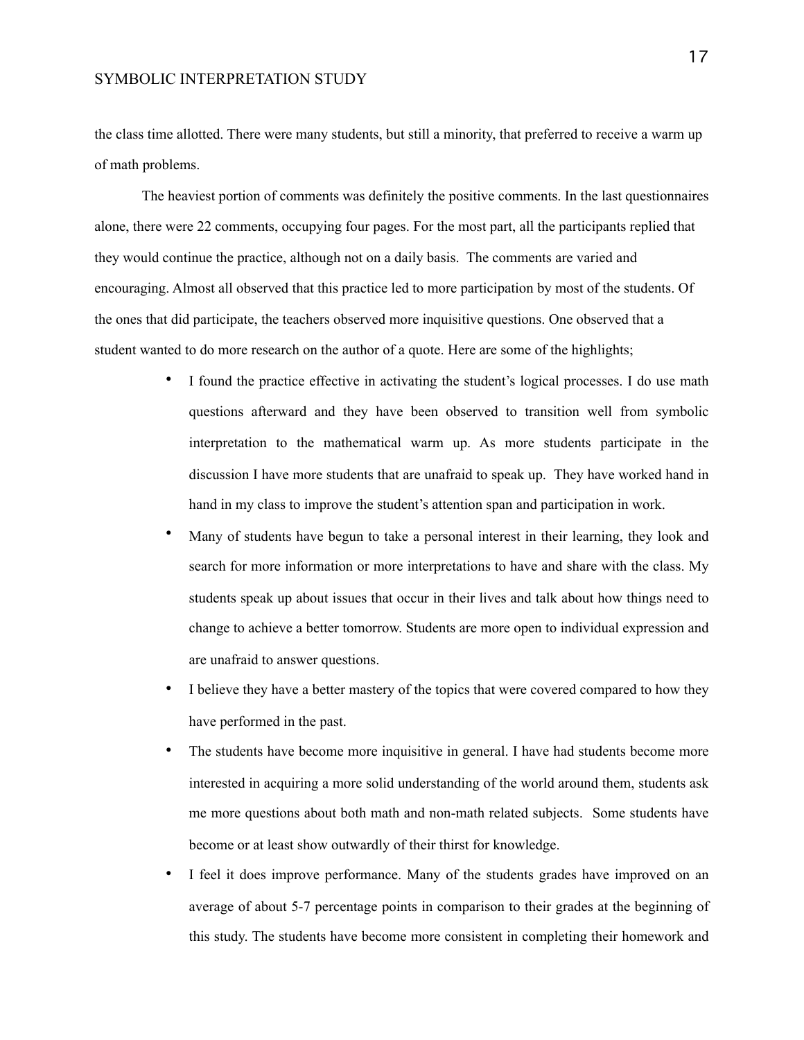the class time allotted. There were many students, but still a minority, that preferred to receive a warm up of math problems.

The heaviest portion of comments was definitely the positive comments. In the last questionnaires alone, there were 22 comments, occupying four pages. For the most part, all the participants replied that they would continue the practice, although not on a daily basis. The comments are varied and encouraging. Almost all observed that this practice led to more participation by most of the students. Of the ones that did participate, the teachers observed more inquisitive questions. One observed that a student wanted to do more research on the author of a quote. Here are some of the highlights;

- I found the practice effective in activating the student's logical processes. I do use math questions afterward and they have been observed to transition well from symbolic interpretation to the mathematical warm up. As more students participate in the discussion I have more students that are unafraid to speak up. They have worked hand in hand in my class to improve the student's attention span and participation in work.
- Many of students have begun to take a personal interest in their learning, they look and search for more information or more interpretations to have and share with the class. My students speak up about issues that occur in their lives and talk about how things need to change to achieve a better tomorrow. Students are more open to individual expression and are unafraid to answer questions.
- I believe they have a better mastery of the topics that were covered compared to how they have performed in the past.
- The students have become more inquisitive in general. I have had students become more interested in acquiring a more solid understanding of the world around them, students ask me more questions about both math and non-math related subjects. Some students have become or at least show outwardly of their thirst for knowledge.
- I feel it does improve performance. Many of the students grades have improved on an average of about 5-7 percentage points in comparison to their grades at the beginning of this study. The students have become more consistent in completing their homework and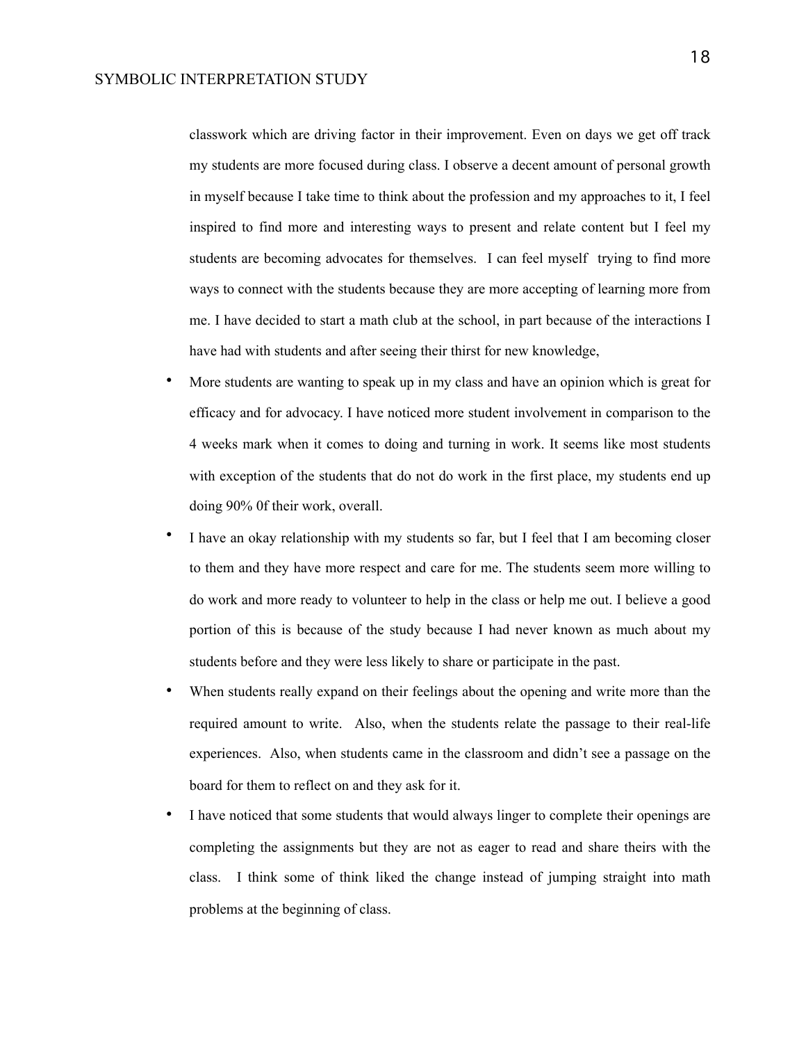classwork which are driving factor in their improvement. Even on days we get off track my students are more focused during class. I observe a decent amount of personal growth in myself because I take time to think about the profession and my approaches to it, I feel inspired to find more and interesting ways to present and relate content but I feel my students are becoming advocates for themselves. I can feel myself trying to find more ways to connect with the students because they are more accepting of learning more from me. I have decided to start a math club at the school, in part because of the interactions I have had with students and after seeing their thirst for new knowledge,

- More students are wanting to speak up in my class and have an opinion which is great for efficacy and for advocacy. I have noticed more student involvement in comparison to the 4 weeks mark when it comes to doing and turning in work. It seems like most students with exception of the students that do not do work in the first place, my students end up doing 90% 0f their work, overall.
- I have an okay relationship with my students so far, but I feel that I am becoming closer to them and they have more respect and care for me. The students seem more willing to do work and more ready to volunteer to help in the class or help me out. I believe a good portion of this is because of the study because I had never known as much about my students before and they were less likely to share or participate in the past.
- When students really expand on their feelings about the opening and write more than the required amount to write. Also, when the students relate the passage to their real-life experiences. Also, when students came in the classroom and didn't see a passage on the board for them to reflect on and they ask for it.
- I have noticed that some students that would always linger to complete their openings are completing the assignments but they are not as eager to read and share theirs with the class. I think some of think liked the change instead of jumping straight into math problems at the beginning of class.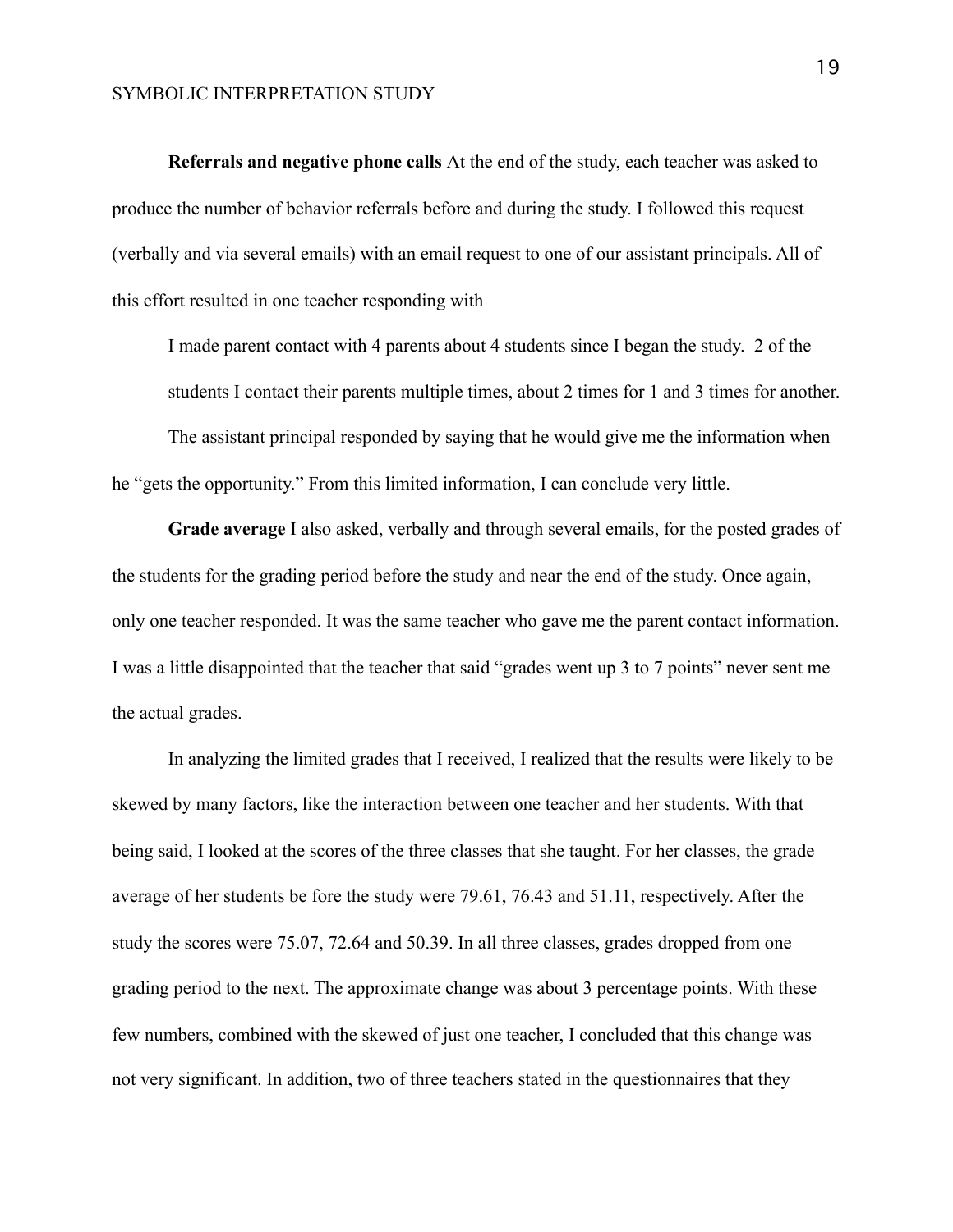**Referrals and negative phone calls** At the end of the study, each teacher was asked to produce the number of behavior referrals before and during the study. I followed this request (verbally and via several emails) with an email request to one of our assistant principals. All of this effort resulted in one teacher responding with

> I made parent contact with 4 parents about 4 students since I began the study. 2 of the students I contact their parents multiple times, about 2 times for 1 and 3 times for another.

The assistant principal responded by saying that he would give me the information when he "gets the opportunity." From this limited information, I can conclude very little.

**Grade average** I also asked, verbally and through several emails, for the posted grades of the students for the grading period before the study and near the end of the study. Once again, only one teacher responded. It was the same teacher who gave me the parent contact information. I was a little disappointed that the teacher that said "grades went up 3 to 7 points" never sent me the actual grades.

In analyzing the limited grades that I received, I realized that the results were likely to be skewed by many factors, like the interaction between one teacher and her students. With that being said, I looked at the scores of the three classes that she taught. For her classes, the grade average of her students be fore the study were 79.61, 76.43 and 51.11, respectively. After the study the scores were 75.07, 72.64 and 50.39. In all three classes, grades dropped from one grading period to the next. The approximate change was about 3 percentage points. With these few numbers, combined with the skewed of just one teacher, I concluded that this change was not very significant. In addition, two of three teachers stated in the questionnaires that they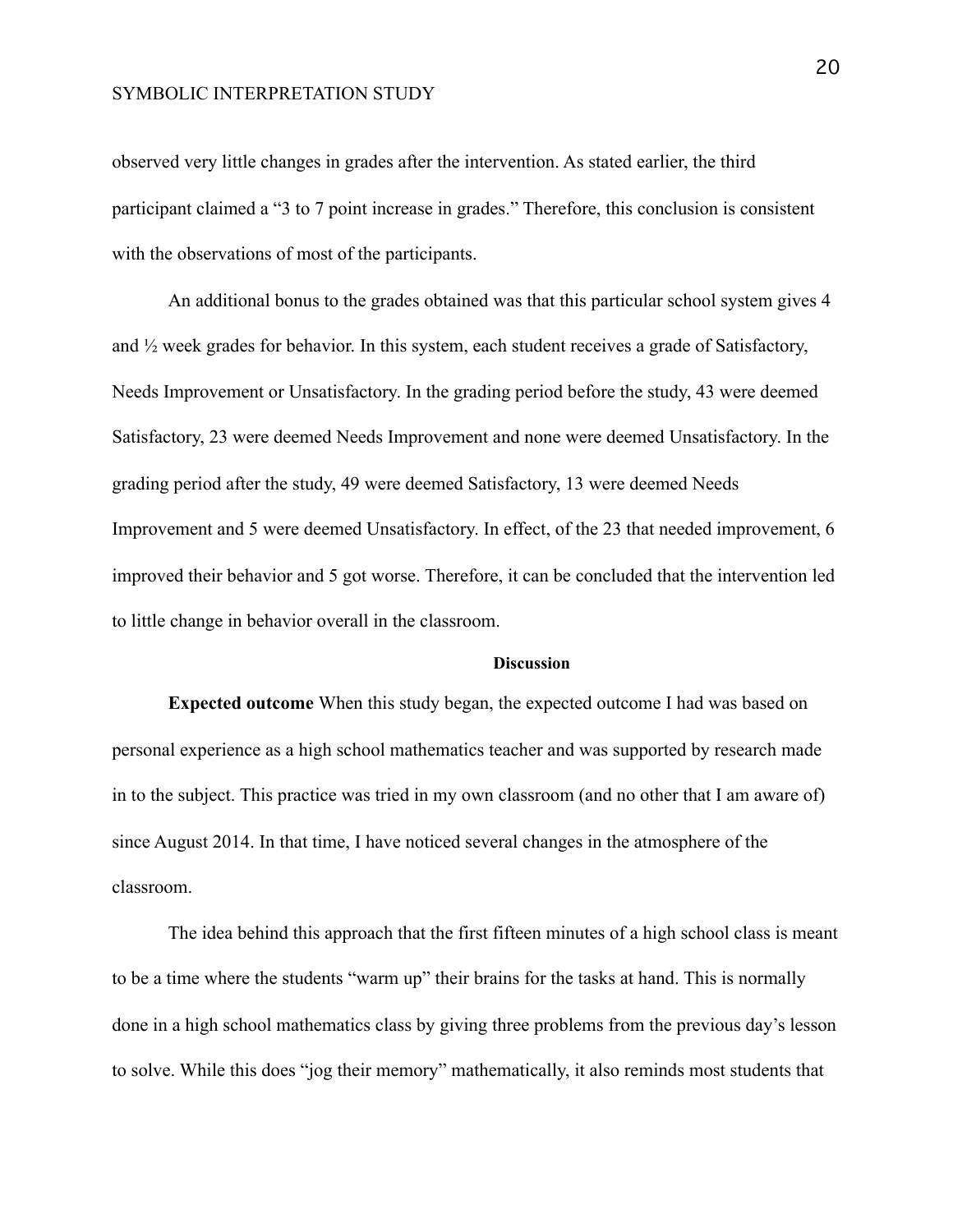observed very little changes in grades after the intervention. As stated earlier, the third participant claimed a "3 to 7 point increase in grades." Therefore, this conclusion is consistent with the observations of most of the participants.

An additional bonus to the grades obtained was that this particular school system gives 4 and ½ week grades for behavior. In this system, each student receives a grade of Satisfactory, Needs Improvement or Unsatisfactory. In the grading period before the study, 43 were deemed Satisfactory, 23 were deemed Needs Improvement and none were deemed Unsatisfactory. In the grading period after the study, 49 were deemed Satisfactory, 13 were deemed Needs Improvement and 5 were deemed Unsatisfactory. In effect, of the 23 that needed improvement, 6 improved their behavior and 5 got worse. Therefore, it can be concluded that the intervention led to little change in behavior overall in the classroom.

## Discussion

**Expected outcome** When this study began, the expected outcome I had was based on personal experience as a high school mathematics teacher and was supported by research made in to the subject. This practice was tried in my own classroom (and no other that I am aware of) since August 2014. In that time, I have noticed several changes in the atmosphere of the classroom.

The idea behind this approach that the first fifteen minutes of a high school class is meant to be a time where the students "warm up" their brains for the tasks at hand. This is normally done in a high school mathematics class by giving three problems from the previous day's lesson to solve. While this does "jog their memory" mathematically, it also reminds most students that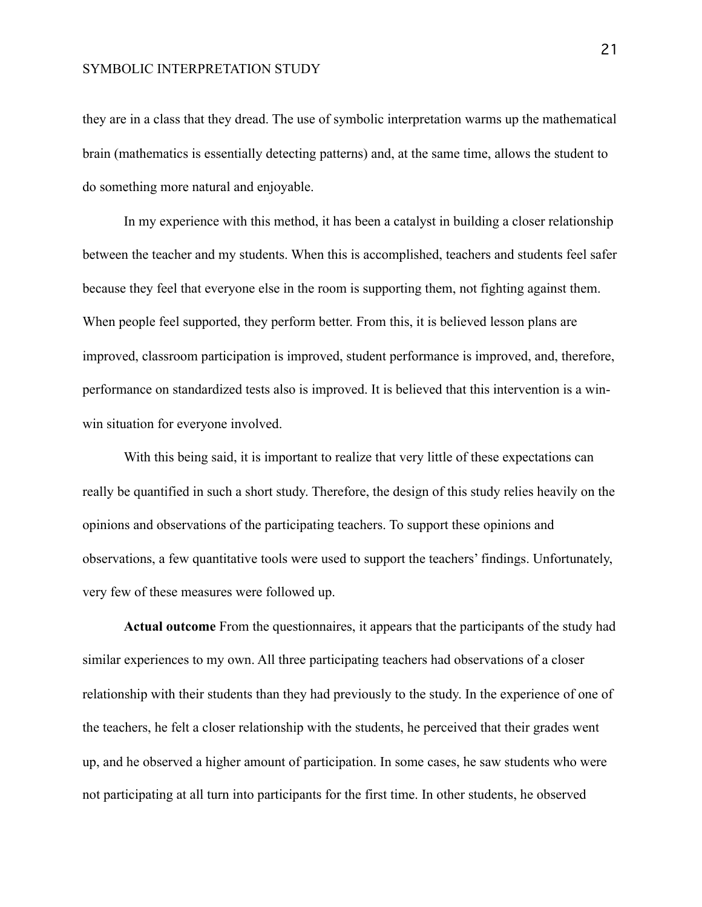they are in a class that they dread. The use of symbolic interpretation warms up the mathematical brain (mathematics is essentially detecting patterns) and, at the same time, allows the student to do something more natural and enjoyable.

In my experience with this method, it has been a catalyst in building a closer relationship between the teacher and my students. When this is accomplished, teachers and students feel safer because they feel that everyone else in the room is supporting them, not fighting against them. When people feel supported, they perform better. From this, it is believed lesson plans are improved, classroom participation is improved, student performance is improved, and, therefore, performance on standardized tests also is improved. It is believed that this intervention is a win-win situation for everyone involved.

With this being said, it is important to realize that very little of these expectations can really be quantified in such a short study. Therefore, the design of this study relies heavily on the opinions and observations of the participating teachers. To support these opinions and observations, a few quantitative tools were used to support the teachers' findings. Unfortunately, very few of these measures were followed up.

**Actual outcome** From the questionnaires, it appears that the participants of the study had similar experiences to my own. All three participating teachers had observations of a closer relationship with their students than they had previously to the study. In the experience of one of the teachers, he felt a closer relationship with the students, he perceived that their grades went up, and he observed a higher amount of participation. In some cases, he saw students who were not participating at all turn into participants for the first time. In other students, he observed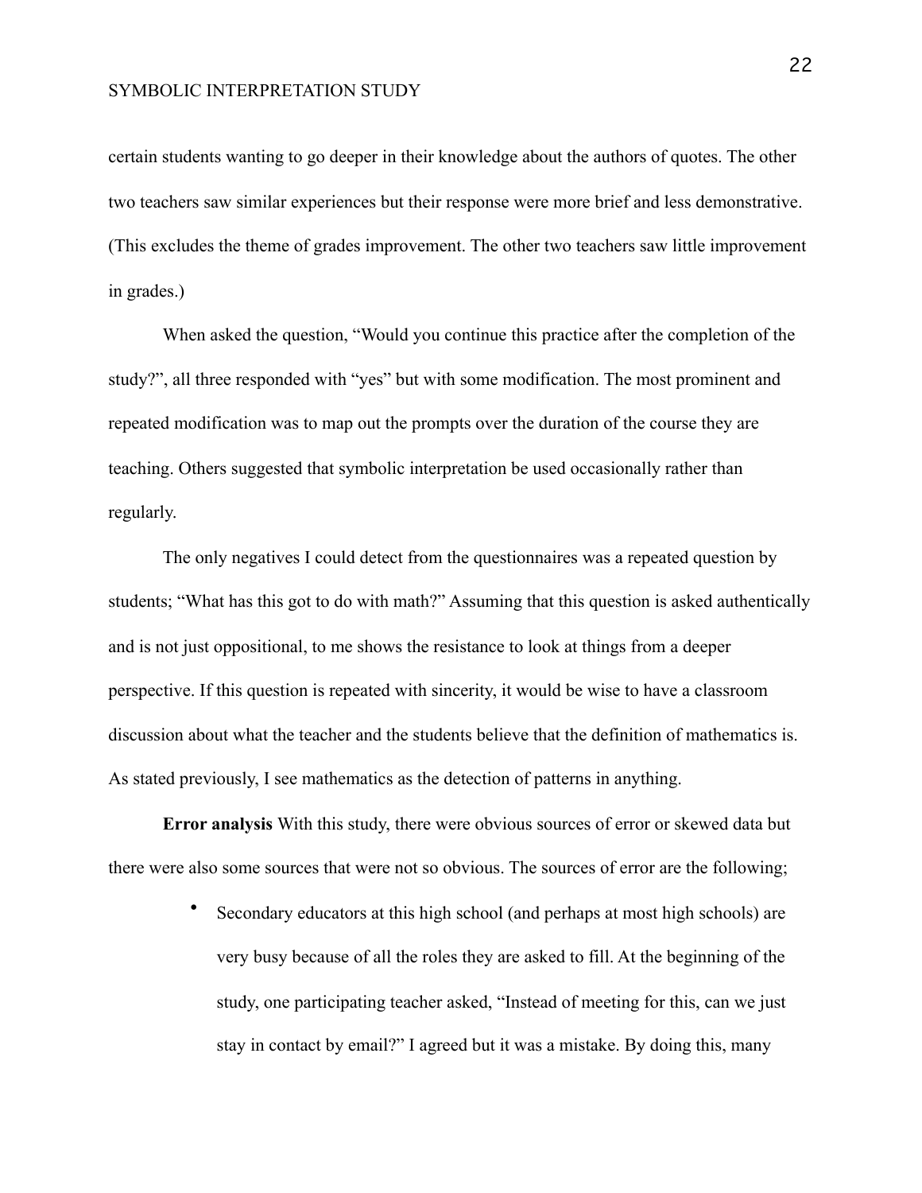certain students wanting to go deeper in their knowledge about the authors of quotes. The other two teachers saw similar experiences but their response were more brief and less demonstrative. (This excludes the theme of grades improvement. The other two teachers saw little improvement in grades.)

When asked the question, "Would you continue this practice after the completion of the study?", all three responded with "yes" but with some modification. The most prominent and repeated modification was to map out the prompts over the duration of the course they are teaching. Others suggested that symbolic interpretation be used occasionally rather than regularly.

The only negatives I could detect from the questionnaires was a repeated question by students; "What has this got to do with math?" Assuming that this question is asked authentically and is not just oppositional, to me shows the resistance to look at things from a deeper perspective. If this question is repeated with sincerity, it would be wise to have a classroom discussion about what the teacher and the students believe that the definition of mathematics is. As stated previously, I see mathematics as the detection of patterns in anything.

**Error analysis** With this study, there were obvious sources of error or skewed data but there were also some sources that were not so obvious. The sources of error are the following;

- Secondary educators at this high school (and perhaps at most high schools) are very busy because of all the roles they are asked to fill. At the beginning of the study, one participating teacher asked, "Instead of meeting for this, can we just stay in contact by email?" I agreed but it was a mistake. By doing this, many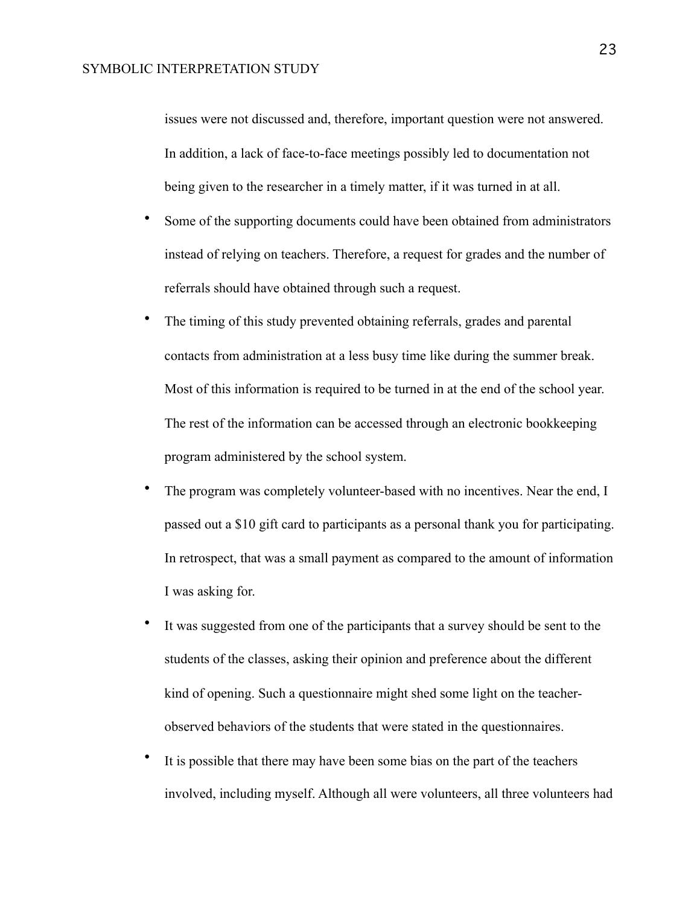issues were not discussed and, therefore, important question were not answered. In addition, a lack of face-to-face meetings possibly led to documentation not being given to the researcher in a timely matter, if it was turned in at all.

- Some of the supporting documents could have been obtained from administrators instead of relying on teachers. Therefore, a request for grades and the number of referrals should have obtained through such a request.
- The timing of this study prevented obtaining referrals, grades and parental contacts from administration at a less busy time like during the summer break. Most of this information is required to be turned in at the end of the school year. The rest of the information can be accessed through an electronic bookkeeping program administered by the school system.
- The program was completely volunteer-based with no incentives. Near the end, I passed out a $10 gift card to participants as a personal thank you for participating. In retrospect, that was a small payment as compared to the amount of information I was asking for.
- It was suggested from one of the participants that a survey should be sent to the students of the classes, asking their opinion and preference about the different kind of opening. Such a questionnaire might shed some light on the teacher-observed behaviors of the students that were stated in the questionnaires.
- It is possible that there may have been some bias on the part of the teachers involved, including myself. Although all were volunteers, all three volunteers had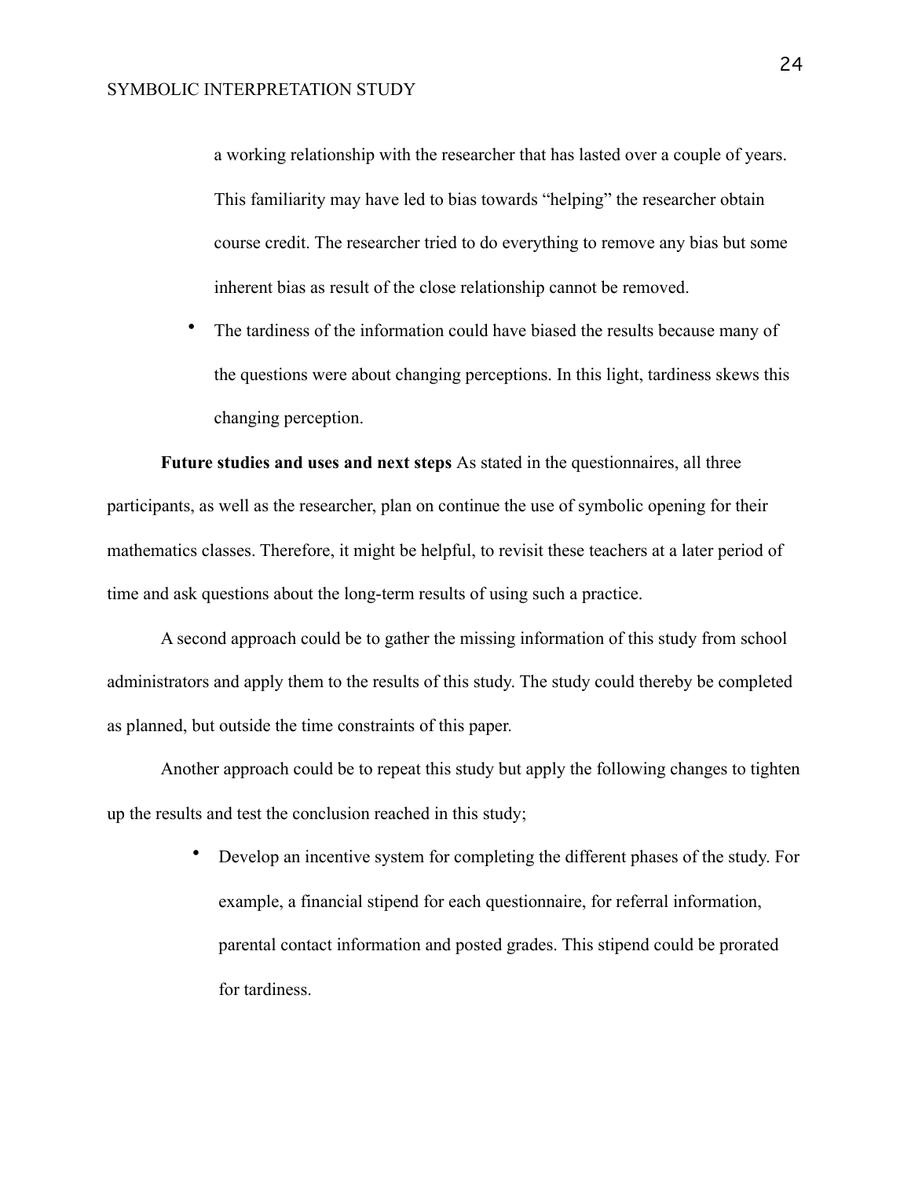a working relationship with the researcher that has lasted over a couple of years. This familiarity may have led to bias towards "helping" the researcher obtain course credit. The researcher tried to do everything to remove any bias but some inherent bias as result of the close relationship cannot be removed.

- The tardiness of the information could have biased the results because many of the questions were about changing perceptions. In this light, tardiness skews this changing perception.

**Future studies and uses and next steps** As stated in the questionnaires, all three participants, as well as the researcher, plan on continue the use of symbolic opening for their mathematics classes. Therefore, it might be helpful, to revisit these teachers at a later period of time and ask questions about the long-term results of using such a practice.

A second approach could be to gather the missing information of this study from school administrators and apply them to the results of this study. The study could thereby be completed as planned, but outside the time constraints of this paper.

Another approach could be to repeat this study but apply the following changes to tighten up the results and test the conclusion reached in this study;

- Develop an incentive system for completing the different phases of the study. For example, a financial stipend for each questionnaire, for referral information, parental contact information and posted grades. This stipend could be prorated for tardiness.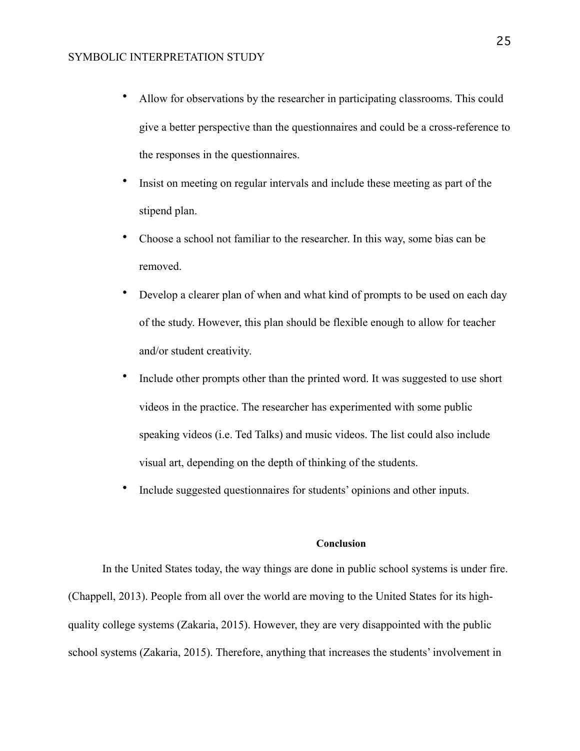- Allow for observations by the researcher in participating classrooms. This could give a better perspective than the questionnaires and could be a cross-reference to the responses in the questionnaires.
- Insist on meeting on regular intervals and include these meeting as part of the stipend plan.
- Choose a school not familiar to the researcher. In this way, some bias can be removed.
- Develop a clearer plan of when and what kind of prompts to be used on each day of the study. However, this plan should be flexible enough to allow for teacher and/or student creativity.
- Include other prompts other than the printed word. It was suggested to use short videos in the practice. The researcher has experimented with some public speaking videos (i.e. Ted Talks) and music videos. The list could also include visual art, depending on the depth of thinking of the students.
- Include suggested questionnaires for students' opinions and other inputs.

## Conclusion

In the United States today, the way things are done in public school systems is under fire. (Chappell, 2013). People from all over the world are moving to the United States for its high-quality college systems (Zakaria, 2015). However, they are very disappointed with the public school systems (Zakaria, 2015). Therefore, anything that increases the students' involvement in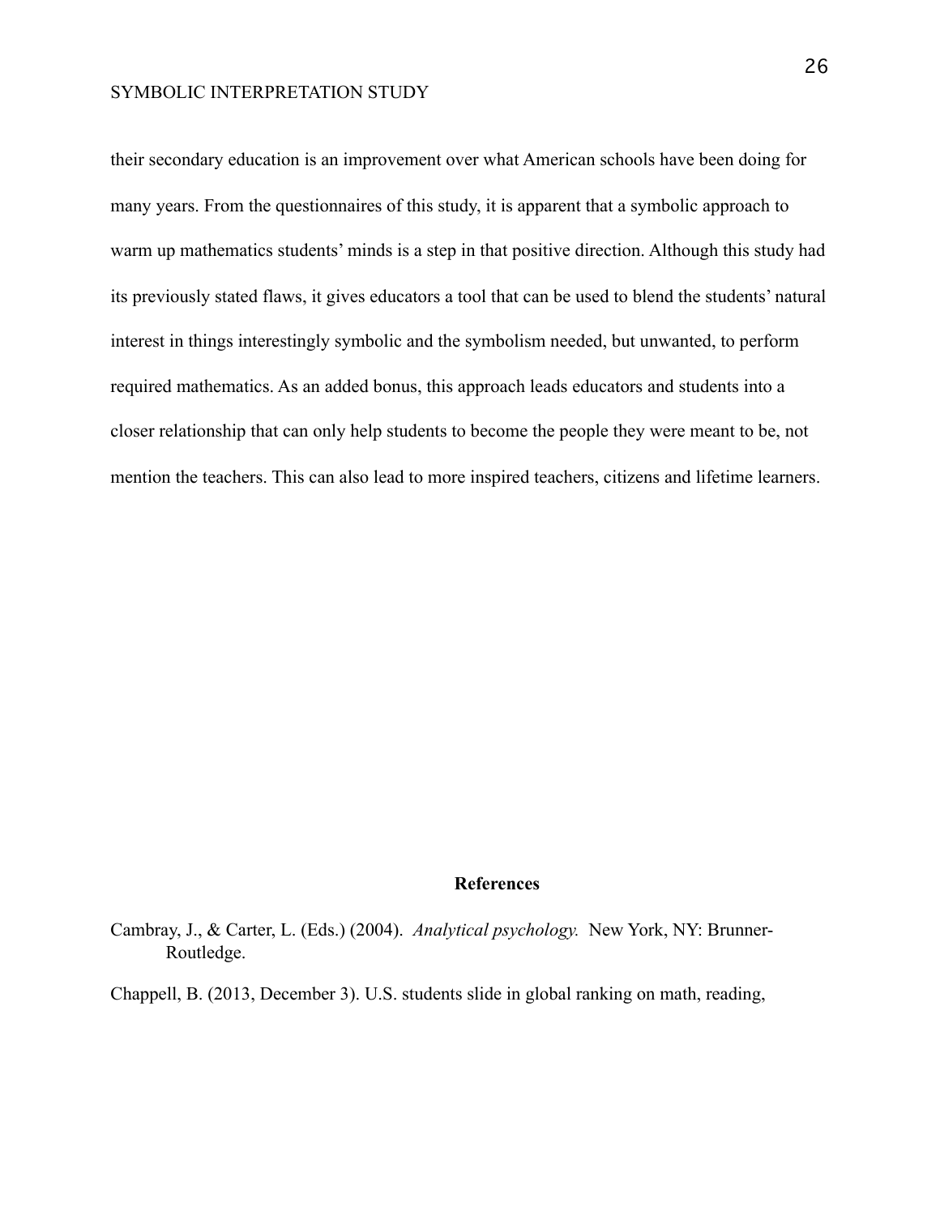their secondary education is an improvement over what American schools have been doing for many years. From the questionnaires of this study, it is apparent that a symbolic approach to warm up mathematics students' minds is a step in that positive direction. Although this study had its previously stated flaws, it gives educators a tool that can be used to blend the students' natural interest in things interestingly symbolic and the symbolism needed, but unwanted, to perform required mathematics. As an added bonus, this approach leads educators and students into a closer relationship that can only help students to become the people they were meant to be, not mention the teachers. This can also lead to more inspired teachers, citizens and lifetime learners.

## References

Cambray, J., & Carter, L. (Eds.) (2004). *Analytical psychology.* New York, NY: Brunner-Routledge.

Chappell, B. (2013, December 3). U.S. students slide in global ranking on math, reading,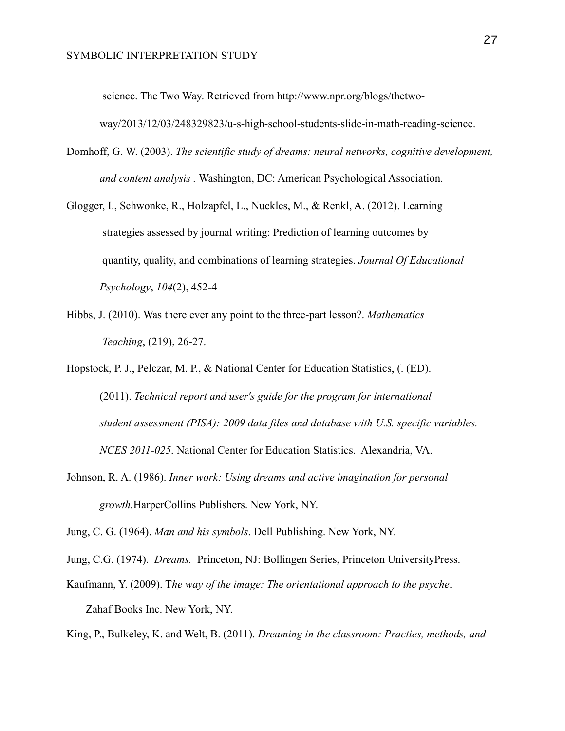science. The Two Way. Retrieved from http://www.npr.org/blogs/thetwo-way/2013/12/03/248329823/u-s-high-school-students-slide-in-math-reading-science.

Domhoff, G. W. (2003). *The scientific study of dreams: neural networks, cognitive development, and content analysis .* Washington, DC: American Psychological Association.

Glogger, I., Schwonke, R., Holzapfel, L., Nuckles, M., & Renkl, A. (2012). Learning strategies assessed by journal writing: Prediction of learning outcomes by quantity, quality, and combinations of learning strategies. *Journal Of Educational Psychology*, *104*(2), 452-4

Hibbs, J. (2010). Was there ever any point to the three-part lesson?. *Mathematics Teaching*, (219), 26-27.

Hopstock, P. J., Pelczar, M. P., & National Center for Education Statistics, (. (ED). (2011). *Technical report and user's guide for the program for international student assessment (PISA): 2009 data files and database with U.S. specific variables. NCES 2011-025*. National Center for Education Statistics. Alexandria, VA.

Johnson, R. A. (1986). *Inner work: Using dreams and active imagination for personal growth.*HarperCollins Publishers. New York, NY.

Jung, C. G. (1964). *Man and his symbols*. Dell Publishing. New York, NY.

Jung, C.G. (1974). *Dreams.* Princeton, NJ: Bollingen Series, Princeton UniversityPress.

Kaufmann, Y. (2009). T*he way of the image: The orientational approach to the psyche*. Zahaf Books Inc. New York, NY.

King, P., Bulkeley, K. and Welt, B. (2011). *Dreaming in the classroom: Practies, methods, and*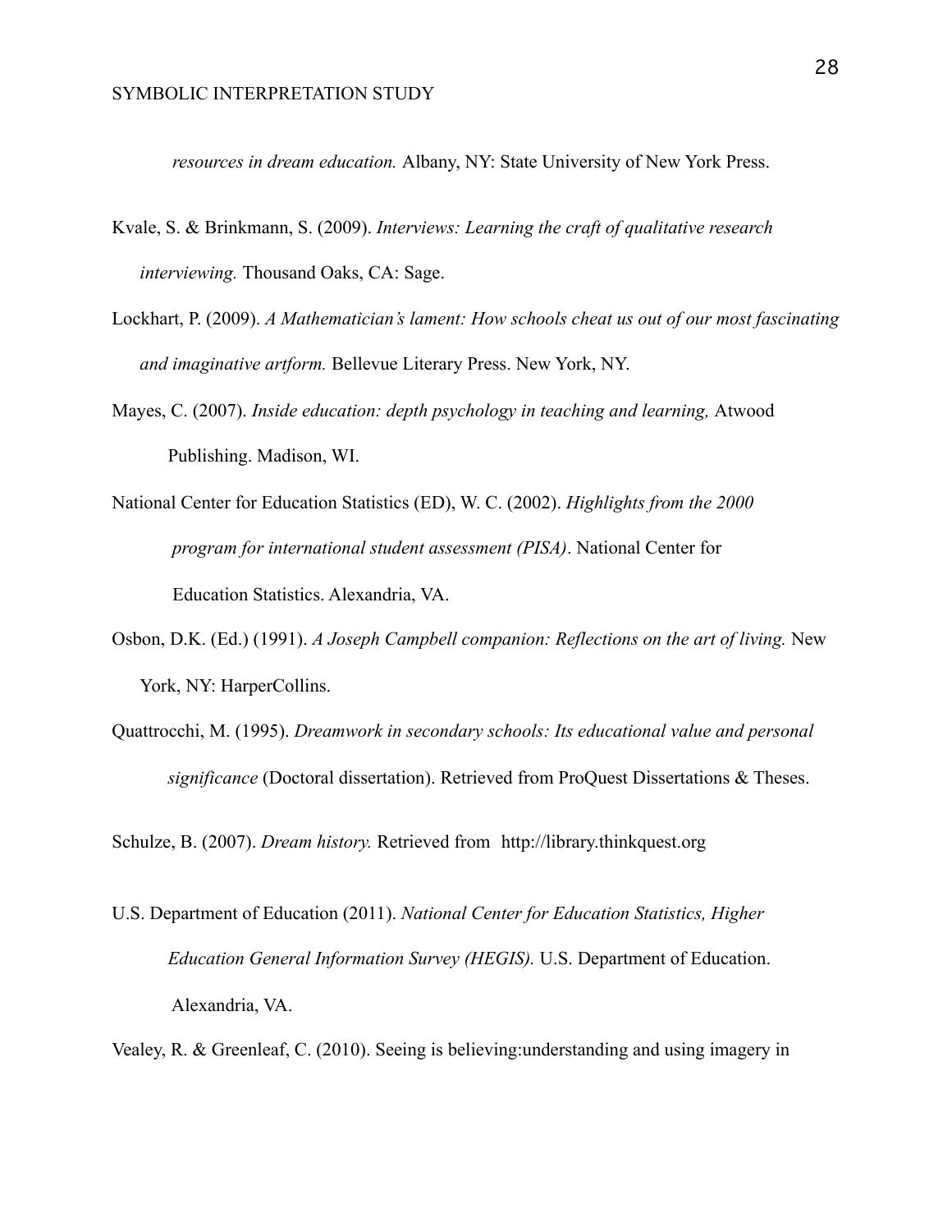*resources in dream education.* Albany, NY: State University of New York Press.

Kvale, S. & Brinkmann, S. (2009). *Interviews: Learning the craft of qualitative research interviewing.* Thousand Oaks, CA: Sage.

Lockhart, P. (2009). *A Mathematician's lament: How schools cheat us out of our most fascinating and imaginative artform.* Bellevue Literary Press. New York, NY.

Mayes, C. (2007). *Inside education: depth psychology in teaching and learning,* Atwood Publishing. Madison, WI.

National Center for Education Statistics (ED), W. C. (2002). *Highlights from the 2000 program for international student assessment (PISA)*. National Center for Education Statistics. Alexandria, VA.

Osbon, D.K. (Ed.) (1991). *A Joseph Campbell companion: Reflections on the art of living.* New York, NY: HarperCollins.

Quattrocchi, M. (1995). *Dreamwork in secondary schools: Its educational value and personal significance* (Doctoral dissertation). Retrieved from ProQuest Dissertations & Theses.

Schulze, B. (2007). *Dream history.* Retrieved from http://library.thinkquest.org

U.S. Department of Education (2011). *National Center for Education Statistics, Higher Education General Information Survey (HEGIS).* U.S. Department of Education. Alexandria, VA.

Vealey, R. & Greenleaf, C. (2010). Seeing is believing:understanding and using imagery in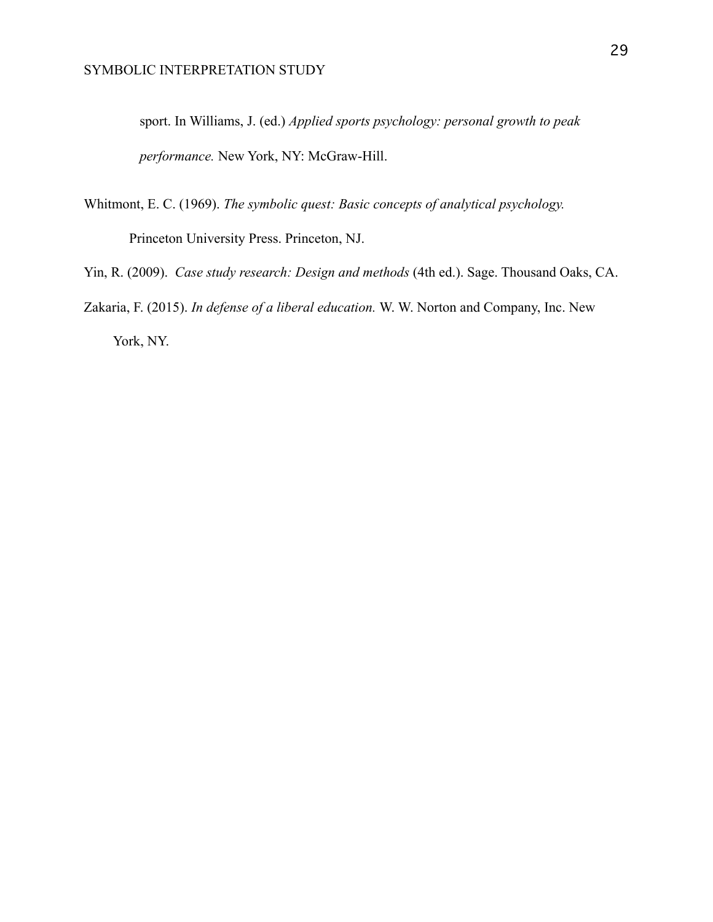sport. In Williams, J. (ed.) *Applied sports psychology: personal growth to peak performance.* New York, NY: McGraw-Hill.

Whitmont, E. C. (1969). *The symbolic quest: Basic concepts of analytical psychology.* Princeton University Press. Princeton, NJ.

Yin, R. (2009). *Case study research: Design and methods* (4th ed.). Sage. Thousand Oaks, CA.

Zakaria, F. (2015). *In defense of a liberal education.* W. W. Norton and Company, Inc. New York, NY.